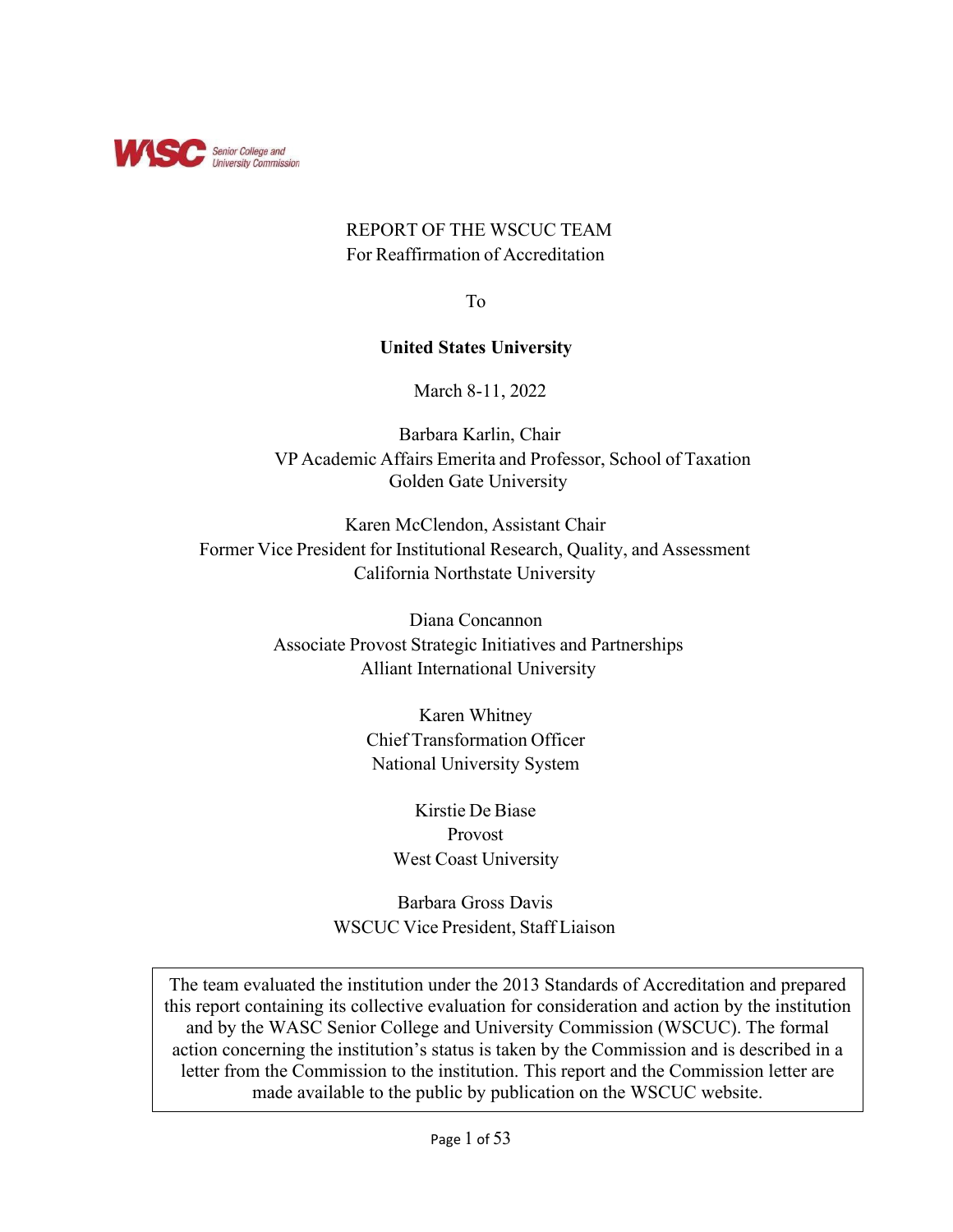WASC Senior College and University Commission

REPORT OF THE WSCUC TEAM
For Reaffirmation of Accreditation

To

**United States University**

March 8-11, 2022

Barbara Karlin, Chair
VP Academic Affairs Emerita and Professor, School of Taxation
Golden Gate University

Karen McClendon, Assistant Chair
Former Vice President for Institutional Research, Quality, and Assessment
California Northstate University

Diana Concannon
Associate Provost Strategic Initiatives and Partnerships
Alliant International University

Karen Whitney
Chief Transformation Officer
National University System

Kirstie De Biase
Provost
West Coast University

Barbara Gross Davis
WSCUC Vice President, Staff Liaison

The team evaluated the institution under the 2013 Standards of Accreditation and prepared this report containing its collective evaluation for consideration and action by the institution and by the WASC Senior College and University Commission (WSCUC). The formal action concerning the institution's status is taken by the Commission and is described in a letter from the Commission to the institution. This report and the Commission letter are made available to the public by publication on the WSCUC website.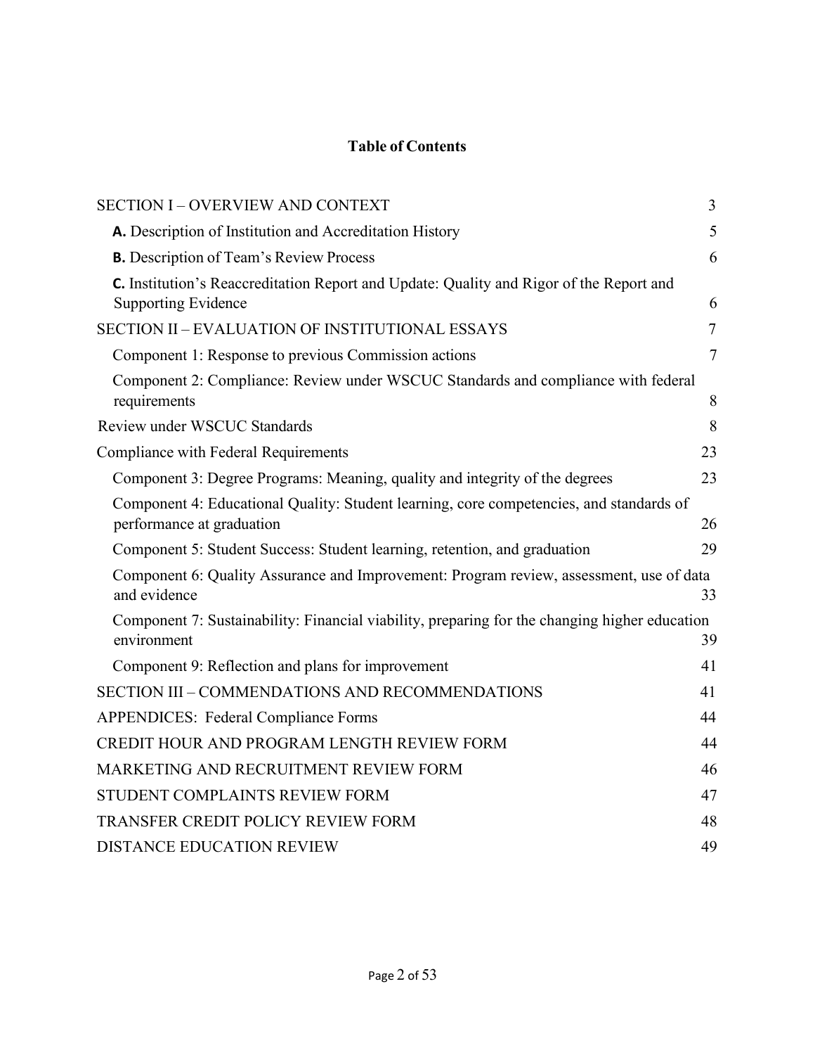## Table of Contents

| | |
|---|---|
| SECTION I – OVERVIEW AND CONTEXT | 3 |
| **A.** Description of Institution and Accreditation History | 5 |
| **B.** Description of Team's Review Process | 6 |
| **C.** Institution's Reaccreditation Report and Update: Quality and Rigor of the Report and Supporting Evidence | 6 |
| SECTION II – EVALUATION OF INSTITUTIONAL ESSAYS | 7 |
| Component 1: Response to previous Commission actions | 7 |
| Component 2: Compliance: Review under WSCUC Standards and compliance with federal requirements | 8 |
| Review under WSCUC Standards | 8 |
| Compliance with Federal Requirements | 23 |
| Component 3: Degree Programs: Meaning, quality and integrity of the degrees | 23 |
| Component 4: Educational Quality: Student learning, core competencies, and standards of performance at graduation | 26 |
| Component 5: Student Success: Student learning, retention, and graduation | 29 |
| Component 6: Quality Assurance and Improvement: Program review, assessment, use of data and evidence | 33 |
| Component 7: Sustainability: Financial viability, preparing for the changing higher education environment | 39 |
| Component 9: Reflection and plans for improvement | 41 |
| SECTION III – COMMENDATIONS AND RECOMMENDATIONS | 41 |
| APPENDICES: Federal Compliance Forms | 44 |
| CREDIT HOUR AND PROGRAM LENGTH REVIEW FORM | 44 |
| MARKETING AND RECRUITMENT REVIEW FORM | 46 |
| STUDENT COMPLAINTS REVIEW FORM | 47 |
| TRANSFER CREDIT POLICY REVIEW FORM | 48 |
| DISTANCE EDUCATION REVIEW | 49 |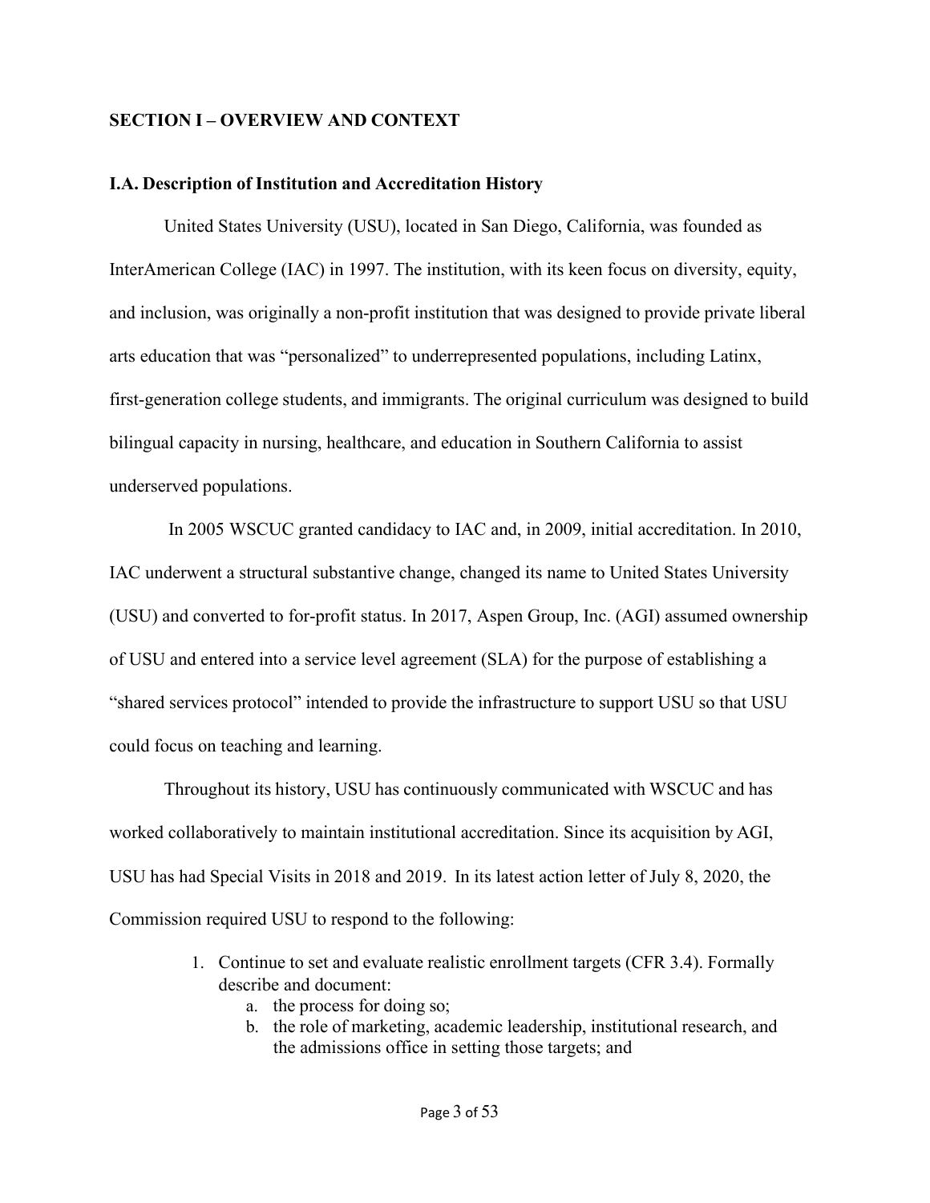## SECTION I – OVERVIEW AND CONTEXT

### I.A. Description of Institution and Accreditation History

United States University (USU), located in San Diego, California, was founded as InterAmerican College (IAC) in 1997. The institution, with its keen focus on diversity, equity, and inclusion, was originally a non-profit institution that was designed to provide private liberal arts education that was "personalized" to underrepresented populations, including Latinx, first-generation college students, and immigrants. The original curriculum was designed to build bilingual capacity in nursing, healthcare, and education in Southern California to assist underserved populations.

In 2005 WSCUC granted candidacy to IAC and, in 2009, initial accreditation. In 2010, IAC underwent a structural substantive change, changed its name to United States University (USU) and converted to for-profit status. In 2017, Aspen Group, Inc. (AGI) assumed ownership of USU and entered into a service level agreement (SLA) for the purpose of establishing a "shared services protocol" intended to provide the infrastructure to support USU so that USU could focus on teaching and learning.

Throughout its history, USU has continuously communicated with WSCUC and has worked collaboratively to maintain institutional accreditation. Since its acquisition by AGI, USU has had Special Visits in 2018 and 2019. In its latest action letter of July 8, 2020, the Commission required USU to respond to the following:

1. Continue to set and evaluate realistic enrollment targets (CFR 3.4). Formally describe and document:
   a. the process for doing so;
   b. the role of marketing, academic leadership, institutional research, and the admissions office in setting those targets; and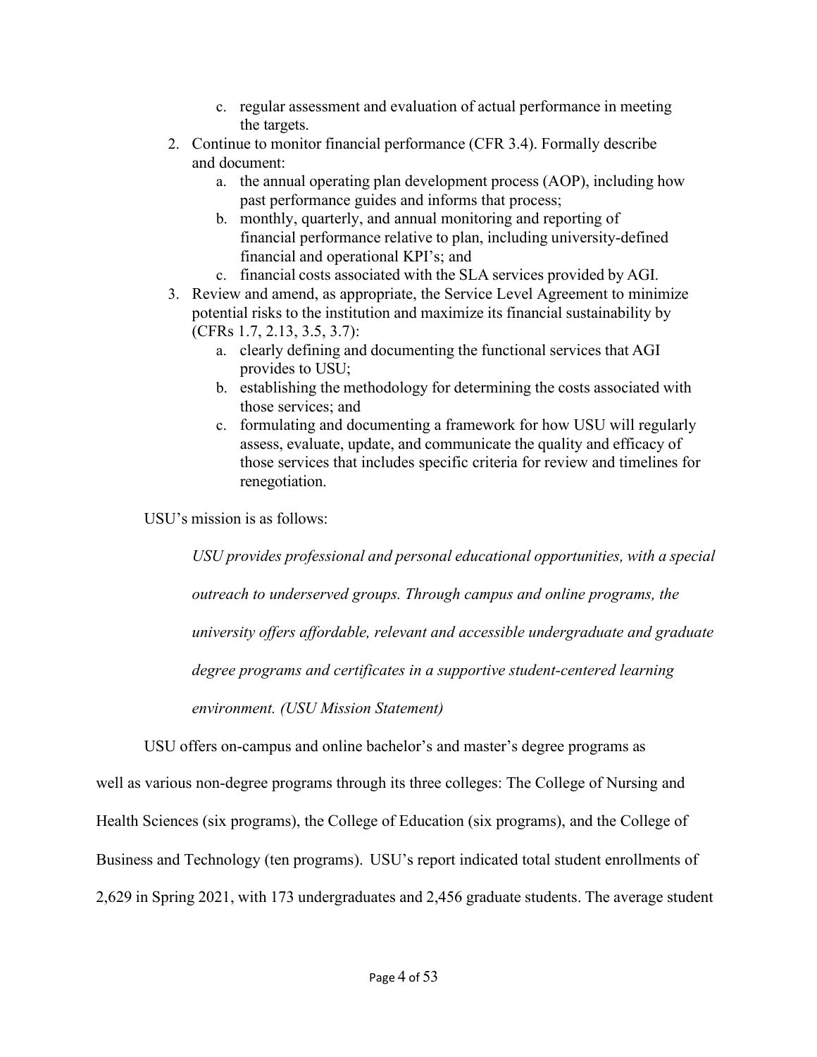c. regular assessment and evaluation of actual performance in meeting the targets.

2. Continue to monitor financial performance (CFR 3.4). Formally describe and document:
    a. the annual operating plan development process (AOP), including how past performance guides and informs that process;
    b. monthly, quarterly, and annual monitoring and reporting of financial performance relative to plan, including university-defined financial and operational KPI's; and
    c. financial costs associated with the SLA services provided by AGI.
3. Review and amend, as appropriate, the Service Level Agreement to minimize potential risks to the institution and maximize its financial sustainability by (CFRs 1.7, 2.13, 3.5, 3.7):
    a. clearly defining and documenting the functional services that AGI provides to USU;
    b. establishing the methodology for determining the costs associated with those services; and
    c. formulating and documenting a framework for how USU will regularly assess, evaluate, update, and communicate the quality and efficacy of those services that includes specific criteria for review and timelines for renegotiation.

USU's mission is as follows:

> *USU provides professional and personal educational opportunities, with a special outreach to underserved groups. Through campus and online programs, the university offers affordable, relevant and accessible undergraduate and graduate degree programs and certificates in a supportive student-centered learning environment. (USU Mission Statement)*

USU offers on-campus and online bachelor's and master's degree programs as well as various non-degree programs through its three colleges: The College of Nursing and Health Sciences (six programs), the College of Education (six programs), and the College of Business and Technology (ten programs). USU's report indicated total student enrollments of 2,629 in Spring 2021, with 173 undergraduates and 2,456 graduate students. The average student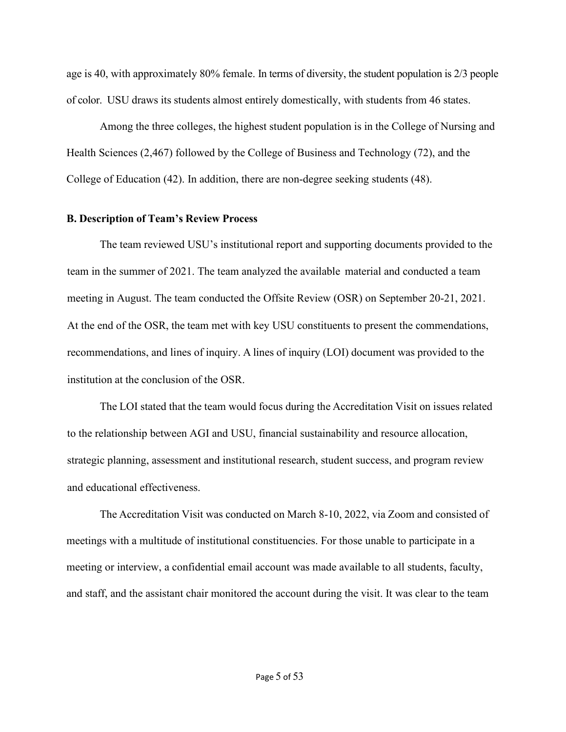age is 40, with approximately 80% female. In terms of diversity, the student population is 2/3 people of color. USU draws its students almost entirely domestically, with students from 46 states.

Among the three colleges, the highest student population is in the College of Nursing and Health Sciences (2,467) followed by the College of Business and Technology (72), and the College of Education (42). In addition, there are non-degree seeking students (48).

### B. Description of Team's Review Process

The team reviewed USU's institutional report and supporting documents provided to the team in the summer of 2021. The team analyzed the available material and conducted a team meeting in August. The team conducted the Offsite Review (OSR) on September 20-21, 2021. At the end of the OSR, the team met with key USU constituents to present the commendations, recommendations, and lines of inquiry. A lines of inquiry (LOI) document was provided to the institution at the conclusion of the OSR.

The LOI stated that the team would focus during the Accreditation Visit on issues related to the relationship between AGI and USU, financial sustainability and resource allocation, strategic planning, assessment and institutional research, student success, and program review and educational effectiveness.

The Accreditation Visit was conducted on March 8-10, 2022, via Zoom and consisted of meetings with a multitude of institutional constituencies. For those unable to participate in a meeting or interview, a confidential email account was made available to all students, faculty, and staff, and the assistant chair monitored the account during the visit. It was clear to the team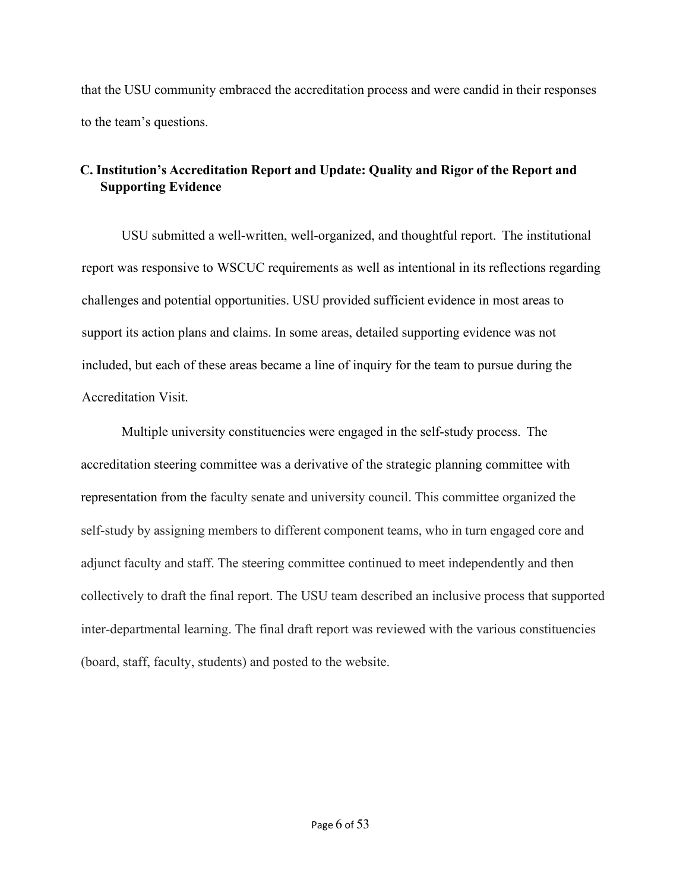that the USU community embraced the accreditation process and were candid in their responses to the team's questions.

### C. Institution's Accreditation Report and Update: Quality and Rigor of the Report and Supporting Evidence

USU submitted a well-written, well-organized, and thoughtful report. The institutional report was responsive to WSCUC requirements as well as intentional in its reflections regarding challenges and potential opportunities. USU provided sufficient evidence in most areas to support its action plans and claims. In some areas, detailed supporting evidence was not included, but each of these areas became a line of inquiry for the team to pursue during the Accreditation Visit.

Multiple university constituencies were engaged in the self-study process. The accreditation steering committee was a derivative of the strategic planning committee with representation from the faculty senate and university council. This committee organized the self-study by assigning members to different component teams, who in turn engaged core and adjunct faculty and staff. The steering committee continued to meet independently and then collectively to draft the final report. The USU team described an inclusive process that supported inter-departmental learning. The final draft report was reviewed with the various constituencies (board, staff, faculty, students) and posted to the website.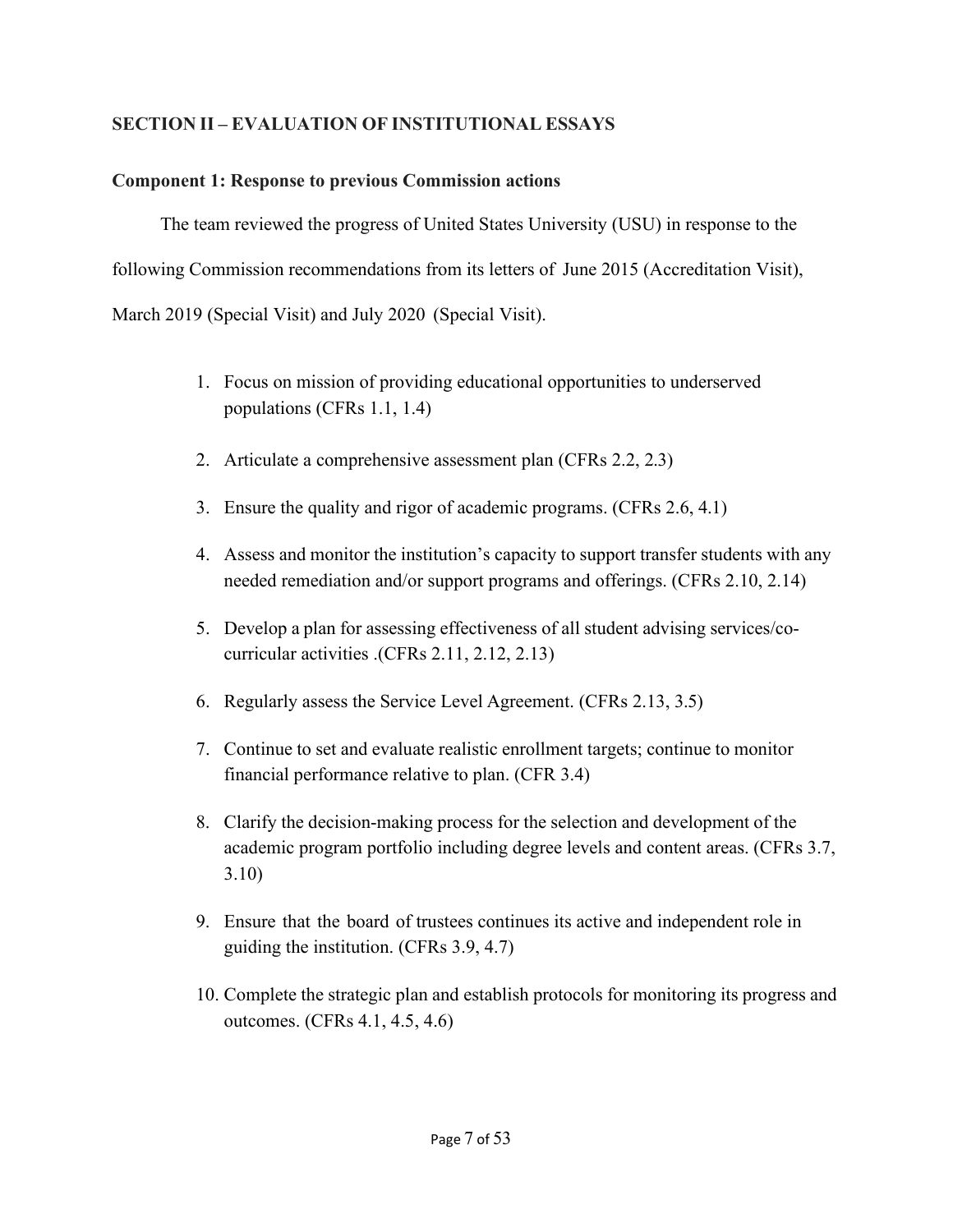**SECTION II – EVALUATION OF INSTITUTIONAL ESSAYS**

**Component 1: Response to previous Commission actions**

The team reviewed the progress of United States University (USU) in response to the following Commission recommendations from its letters of June 2015 (Accreditation Visit), March 2019 (Special Visit) and July 2020 (Special Visit).

1. Focus on mission of providing educational opportunities to underserved populations (CFRs 1.1, 1.4)
2. Articulate a comprehensive assessment plan (CFRs 2.2, 2.3)
3. Ensure the quality and rigor of academic programs. (CFRs 2.6, 4.1)
4. Assess and monitor the institution's capacity to support transfer students with any needed remediation and/or support programs and offerings. (CFRs 2.10, 2.14)
5. Develop a plan for assessing effectiveness of all student advising services/co-curricular activities .(CFRs 2.11, 2.12, 2.13)
6. Regularly assess the Service Level Agreement. (CFRs 2.13, 3.5)
7. Continue to set and evaluate realistic enrollment targets; continue to monitor financial performance relative to plan. (CFR 3.4)
8. Clarify the decision-making process for the selection and development of the academic program portfolio including degree levels and content areas. (CFRs 3.7, 3.10)
9. Ensure that the board of trustees continues its active and independent role in guiding the institution. (CFRs 3.9, 4.7)
10. Complete the strategic plan and establish protocols for monitoring its progress and outcomes. (CFRs 4.1, 4.5, 4.6)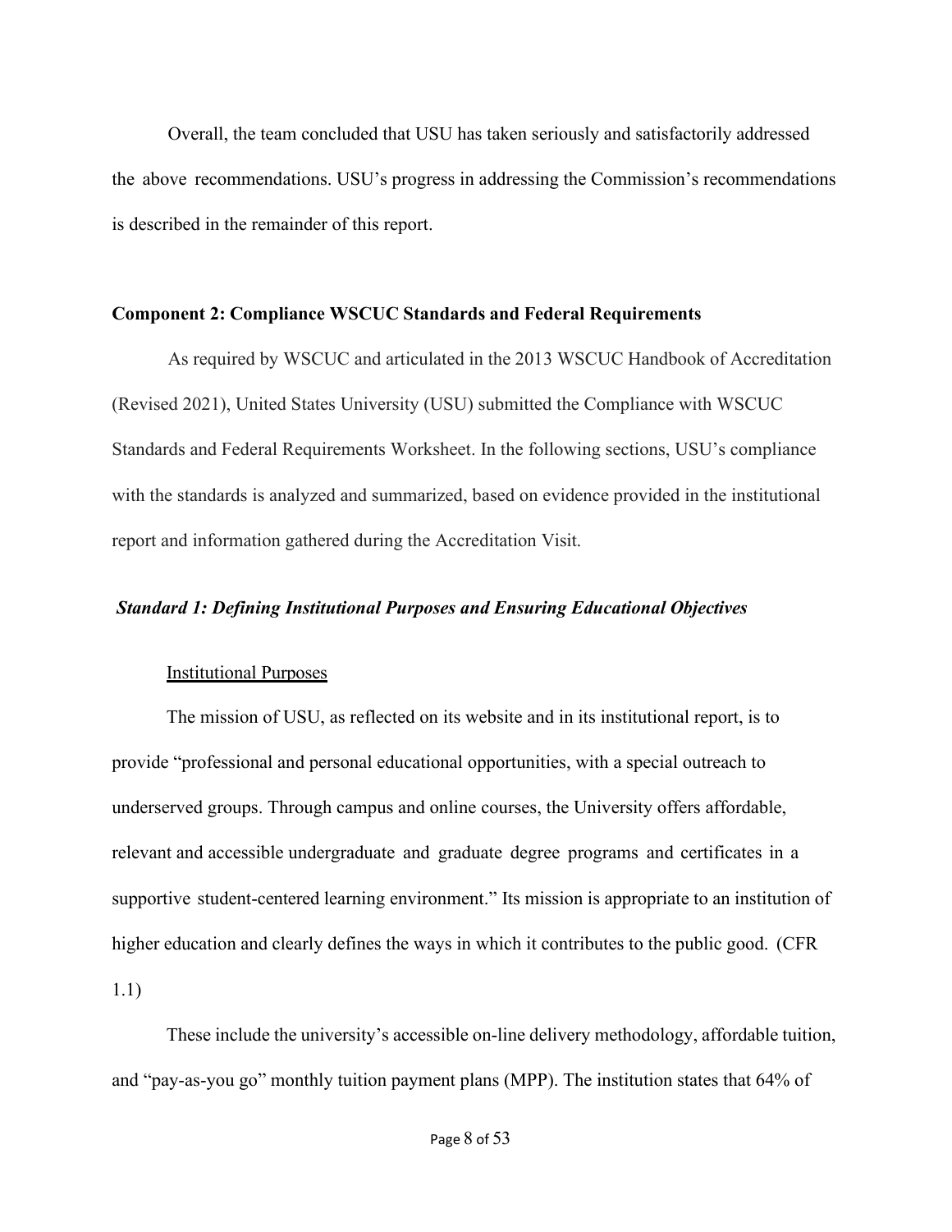Overall, the team concluded that USU has taken seriously and satisfactorily addressed the above recommendations. USU's progress in addressing the Commission's recommendations is described in the remainder of this report.

## Component 2: Compliance WSCUC Standards and Federal Requirements

As required by WSCUC and articulated in the 2013 WSCUC Handbook of Accreditation (Revised 2021), United States University (USU) submitted the Compliance with WSCUC Standards and Federal Requirements Worksheet. In the following sections, USU's compliance with the standards is analyzed and summarized, based on evidence provided in the institutional report and information gathered during the Accreditation Visit.

### *Standard 1: Defining Institutional Purposes and Ensuring Educational Objectives*

Institutional Purposes

The mission of USU, as reflected on its website and in its institutional report, is to provide "professional and personal educational opportunities, with a special outreach to underserved groups. Through campus and online courses, the University offers affordable, relevant and accessible undergraduate and graduate degree programs and certificates in a supportive student-centered learning environment." Its mission is appropriate to an institution of higher education and clearly defines the ways in which it contributes to the public good. (CFR 1.1)

These include the university's accessible on-line delivery methodology, affordable tuition, and "pay-as-you go" monthly tuition payment plans (MPP). The institution states that 64% of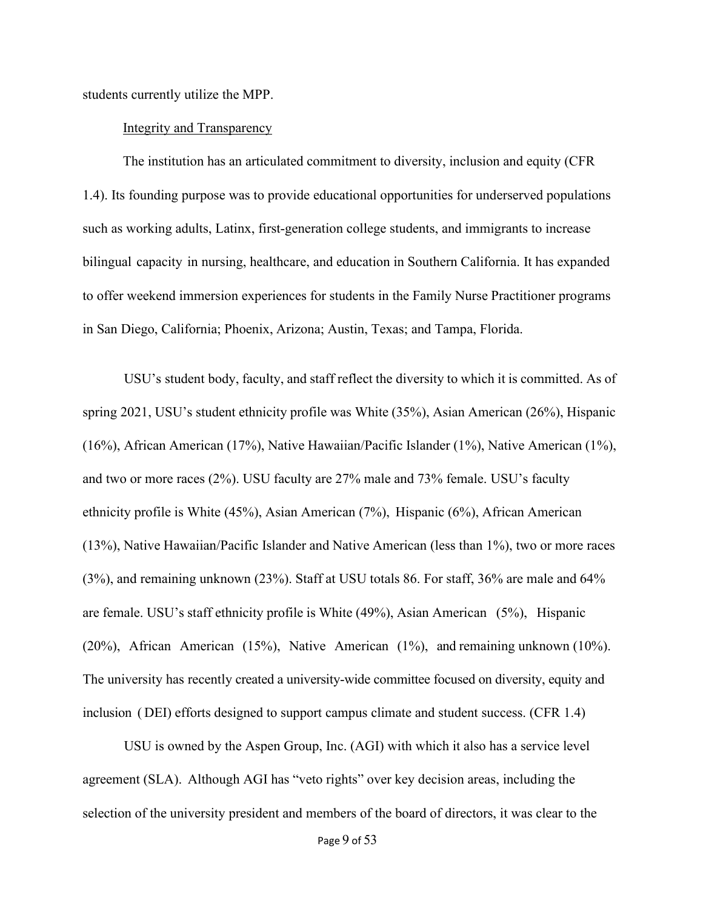students currently utilize the MPP.

Integrity and Transparency

The institution has an articulated commitment to diversity, inclusion and equity (CFR 1.4). Its founding purpose was to provide educational opportunities for underserved populations such as working adults, Latinx, first-generation college students, and immigrants to increase bilingual capacity in nursing, healthcare, and education in Southern California. It has expanded to offer weekend immersion experiences for students in the Family Nurse Practitioner programs in San Diego, California; Phoenix, Arizona; Austin, Texas; and Tampa, Florida.

USU's student body, faculty, and staff reflect the diversity to which it is committed. As of spring 2021, USU's student ethnicity profile was White (35%), Asian American (26%), Hispanic (16%), African American (17%), Native Hawaiian/Pacific Islander (1%), Native American (1%), and two or more races (2%). USU faculty are 27% male and 73% female. USU's faculty ethnicity profile is White (45%), Asian American (7%), Hispanic (6%), African American (13%), Native Hawaiian/Pacific Islander and Native American (less than 1%), two or more races (3%), and remaining unknown (23%). Staff at USU totals 86. For staff, 36% are male and 64% are female. USU's staff ethnicity profile is White (49%), Asian American (5%), Hispanic (20%), African American (15%), Native American (1%), and remaining unknown (10%). The university has recently created a university-wide committee focused on diversity, equity and inclusion (DEI) efforts designed to support campus climate and student success. (CFR 1.4)

USU is owned by the Aspen Group, Inc. (AGI) with which it also has a service level agreement (SLA). Although AGI has "veto rights" over key decision areas, including the selection of the university president and members of the board of directors, it was clear to the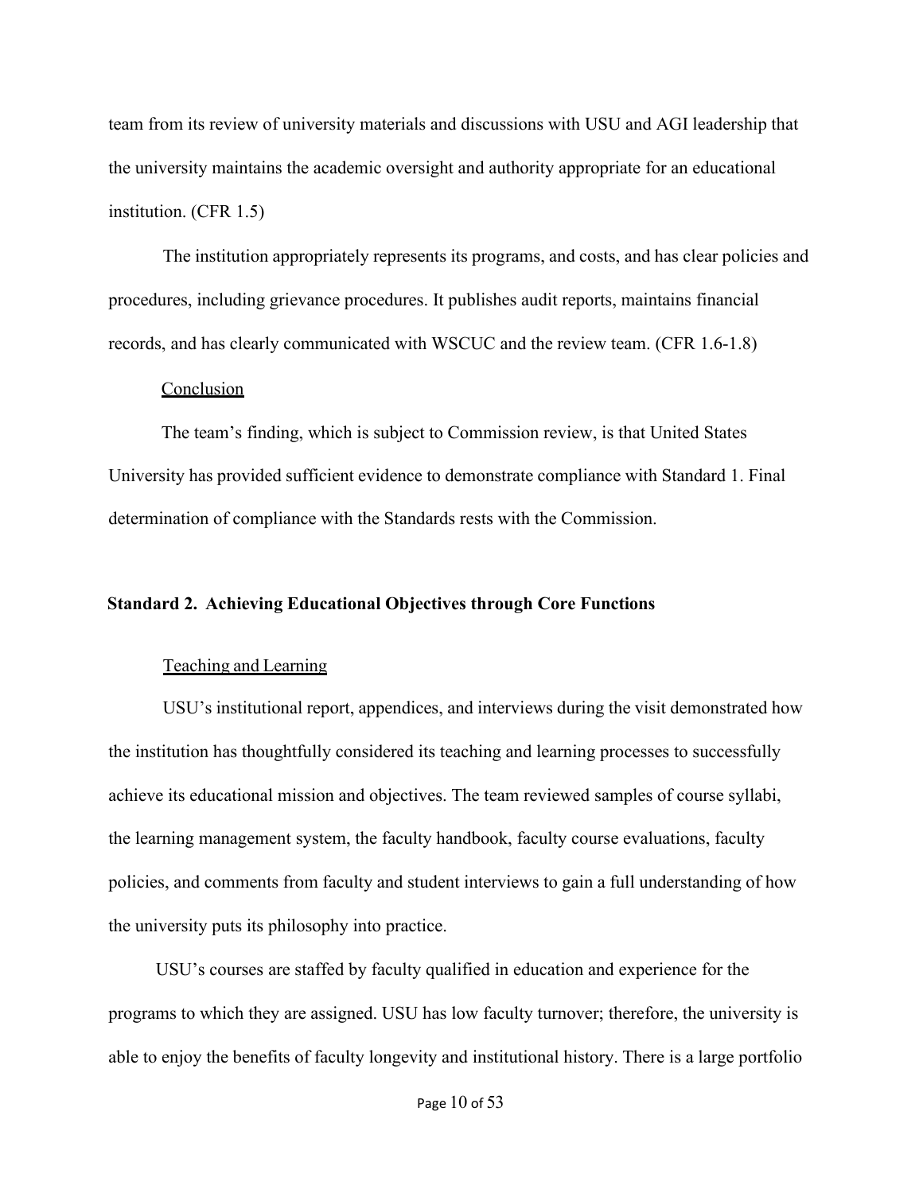team from its review of university materials and discussions with USU and AGI leadership that the university maintains the academic oversight and authority appropriate for an educational institution. (CFR 1.5)

The institution appropriately represents its programs, and costs, and has clear policies and procedures, including grievance procedures. It publishes audit reports, maintains financial records, and has clearly communicated with WSCUC and the review team. (CFR 1.6-1.8)

<u>Conclusion</u>

The team's finding, which is subject to Commission review, is that United States University has provided sufficient evidence to demonstrate compliance with Standard 1. Final determination of compliance with the Standards rests with the Commission.

## Standard 2. Achieving Educational Objectives through Core Functions

<u>Teaching and Learning</u>

USU's institutional report, appendices, and interviews during the visit demonstrated how the institution has thoughtfully considered its teaching and learning processes to successfully achieve its educational mission and objectives. The team reviewed samples of course syllabi, the learning management system, the faculty handbook, faculty course evaluations, faculty policies, and comments from faculty and student interviews to gain a full understanding of how the university puts its philosophy into practice.

USU's courses are staffed by faculty qualified in education and experience for the programs to which they are assigned. USU has low faculty turnover; therefore, the university is able to enjoy the benefits of faculty longevity and institutional history. There is a large portfolio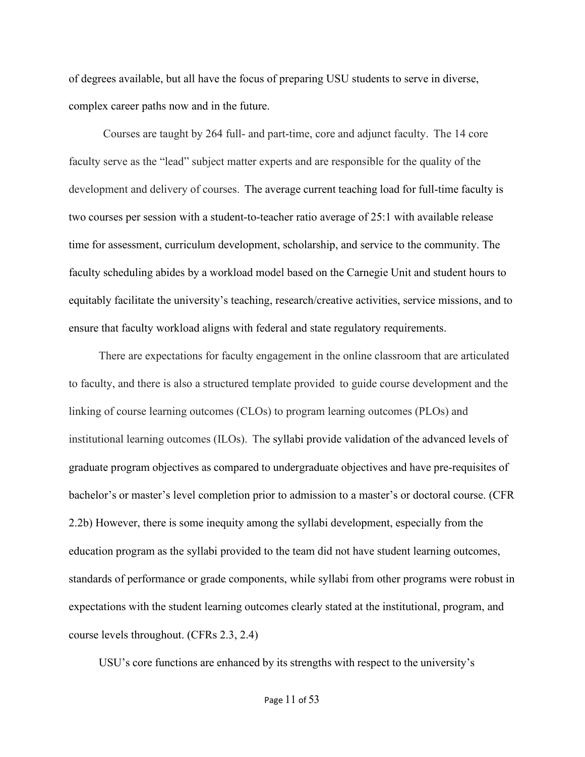of degrees available, but all have the focus of preparing USU students to serve in diverse, complex career paths now and in the future.

Courses are taught by 264 full- and part-time, core and adjunct faculty. The 14 core faculty serve as the "lead" subject matter experts and are responsible for the quality of the development and delivery of courses. The average current teaching load for full-time faculty is two courses per session with a student-to-teacher ratio average of 25:1 with available release time for assessment, curriculum development, scholarship, and service to the community. The faculty scheduling abides by a workload model based on the Carnegie Unit and student hours to equitably facilitate the university's teaching, research/creative activities, service missions, and to ensure that faculty workload aligns with federal and state regulatory requirements.

There are expectations for faculty engagement in the online classroom that are articulated to faculty, and there is also a structured template provided to guide course development and the linking of course learning outcomes (CLOs) to program learning outcomes (PLOs) and institutional learning outcomes (ILOs). The syllabi provide validation of the advanced levels of graduate program objectives as compared to undergraduate objectives and have pre-requisites of bachelor's or master's level completion prior to admission to a master's or doctoral course. (CFR 2.2b) However, there is some inequity among the syllabi development, especially from the education program as the syllabi provided to the team did not have student learning outcomes, standards of performance or grade components, while syllabi from other programs were robust in expectations with the student learning outcomes clearly stated at the institutional, program, and course levels throughout. (CFRs 2.3, 2.4)

USU's core functions are enhanced by its strengths with respect to the university's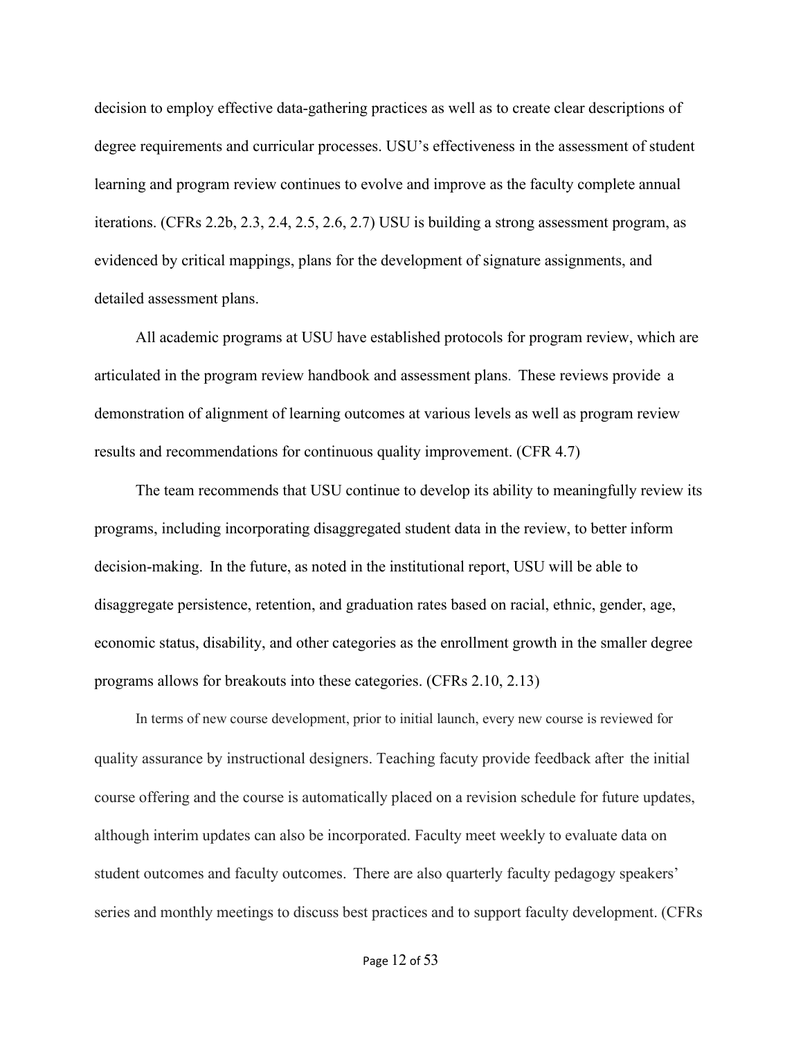decision to employ effective data-gathering practices as well as to create clear descriptions of degree requirements and curricular processes. USU's effectiveness in the assessment of student learning and program review continues to evolve and improve as the faculty complete annual iterations. (CFRs 2.2b, 2.3, 2.4, 2.5, 2.6, 2.7) USU is building a strong assessment program, as evidenced by critical mappings, plans for the development of signature assignments, and detailed assessment plans.

All academic programs at USU have established protocols for program review, which are articulated in the program review handbook and assessment plans. These reviews provide a demonstration of alignment of learning outcomes at various levels as well as program review results and recommendations for continuous quality improvement. (CFR 4.7)

The team recommends that USU continue to develop its ability to meaningfully review its programs, including incorporating disaggregated student data in the review, to better inform decision-making. In the future, as noted in the institutional report, USU will be able to disaggregate persistence, retention, and graduation rates based on racial, ethnic, gender, age, economic status, disability, and other categories as the enrollment growth in the smaller degree programs allows for breakouts into these categories. (CFRs 2.10, 2.13)

In terms of new course development, prior to initial launch, every new course is reviewed for quality assurance by instructional designers. Teaching facuty provide feedback after the initial course offering and the course is automatically placed on a revision schedule for future updates, although interim updates can also be incorporated. Faculty meet weekly to evaluate data on student outcomes and faculty outcomes. There are also quarterly faculty pedagogy speakers' series and monthly meetings to discuss best practices and to support faculty development. (CFRs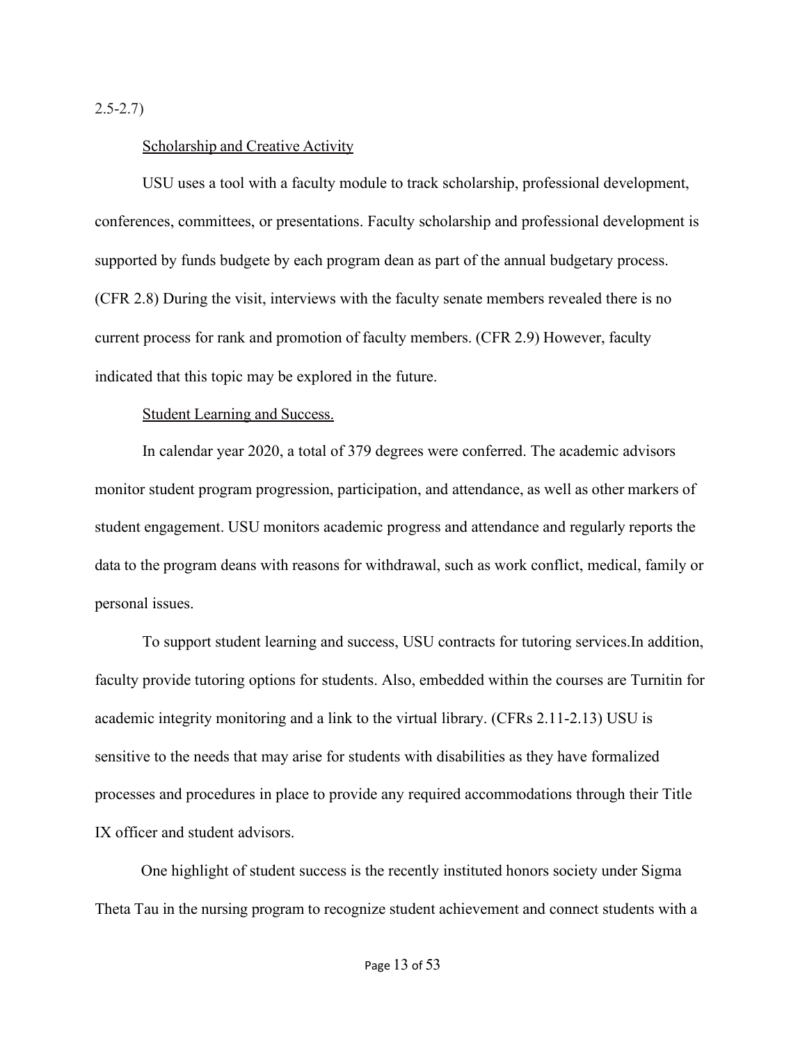2.5-2.7)

Scholarship and Creative Activity

USU uses a tool with a faculty module to track scholarship, professional development, conferences, committees, or presentations. Faculty scholarship and professional development is supported by funds budgete by each program dean as part of the annual budgetary process. (CFR 2.8) During the visit, interviews with the faculty senate members revealed there is no current process for rank and promotion of faculty members. (CFR 2.9) However, faculty indicated that this topic may be explored in the future.

Student Learning and Success.

In calendar year 2020, a total of 379 degrees were conferred. The academic advisors monitor student program progression, participation, and attendance, as well as other markers of student engagement. USU monitors academic progress and attendance and regularly reports the data to the program deans with reasons for withdrawal, such as work conflict, medical, family or personal issues.

To support student learning and success, USU contracts for tutoring services.In addition, faculty provide tutoring options for students. Also, embedded within the courses are Turnitin for academic integrity monitoring and a link to the virtual library. (CFRs 2.11-2.13) USU is sensitive to the needs that may arise for students with disabilities as they have formalized processes and procedures in place to provide any required accommodations through their Title IX officer and student advisors.

One highlight of student success is the recently instituted honors society under Sigma Theta Tau in the nursing program to recognize student achievement and connect students with a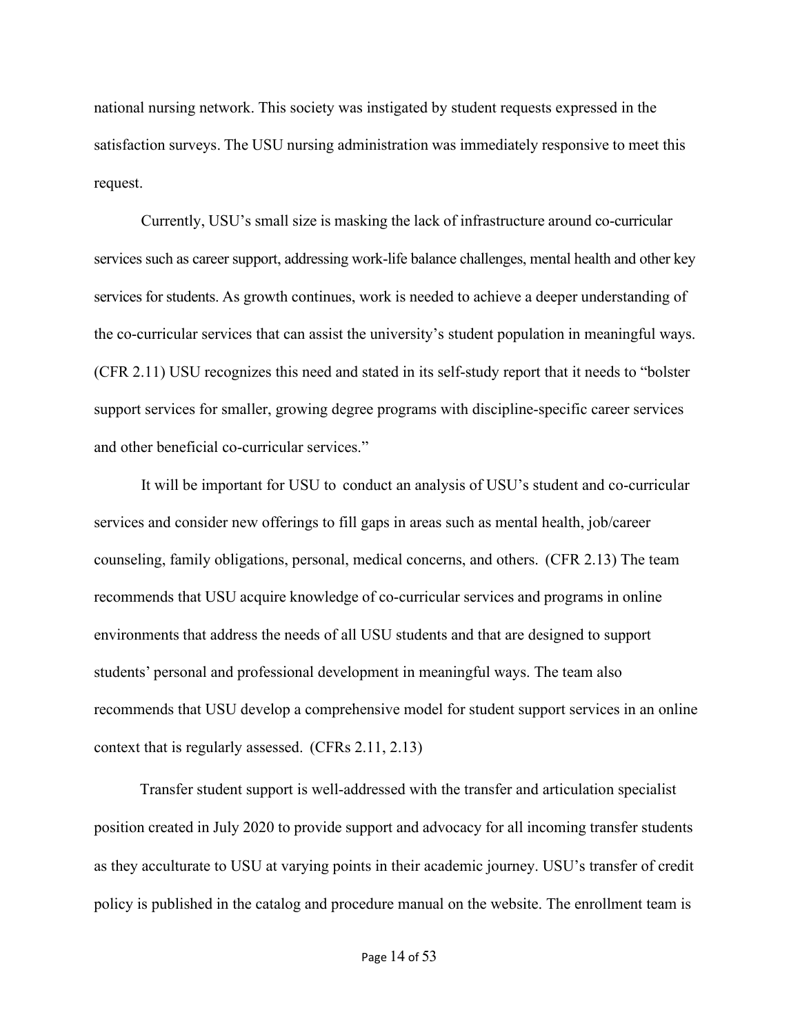national nursing network. This society was instigated by student requests expressed in the satisfaction surveys. The USU nursing administration was immediately responsive to meet this request.

Currently, USU's small size is masking the lack of infrastructure around co-curricular services such as career support, addressing work-life balance challenges, mental health and other key services for students. As growth continues, work is needed to achieve a deeper understanding of the co-curricular services that can assist the university's student population in meaningful ways. (CFR 2.11) USU recognizes this need and stated in its self-study report that it needs to "bolster support services for smaller, growing degree programs with discipline-specific career services and other beneficial co-curricular services."

It will be important for USU to conduct an analysis of USU's student and co-curricular services and consider new offerings to fill gaps in areas such as mental health, job/career counseling, family obligations, personal, medical concerns, and others. (CFR 2.13) The team recommends that USU acquire knowledge of co-curricular services and programs in online environments that address the needs of all USU students and that are designed to support students' personal and professional development in meaningful ways. The team also recommends that USU develop a comprehensive model for student support services in an online context that is regularly assessed. (CFRs 2.11, 2.13)

Transfer student support is well-addressed with the transfer and articulation specialist position created in July 2020 to provide support and advocacy for all incoming transfer students as they acculturate to USU at varying points in their academic journey. USU's transfer of credit policy is published in the catalog and procedure manual on the website. The enrollment team is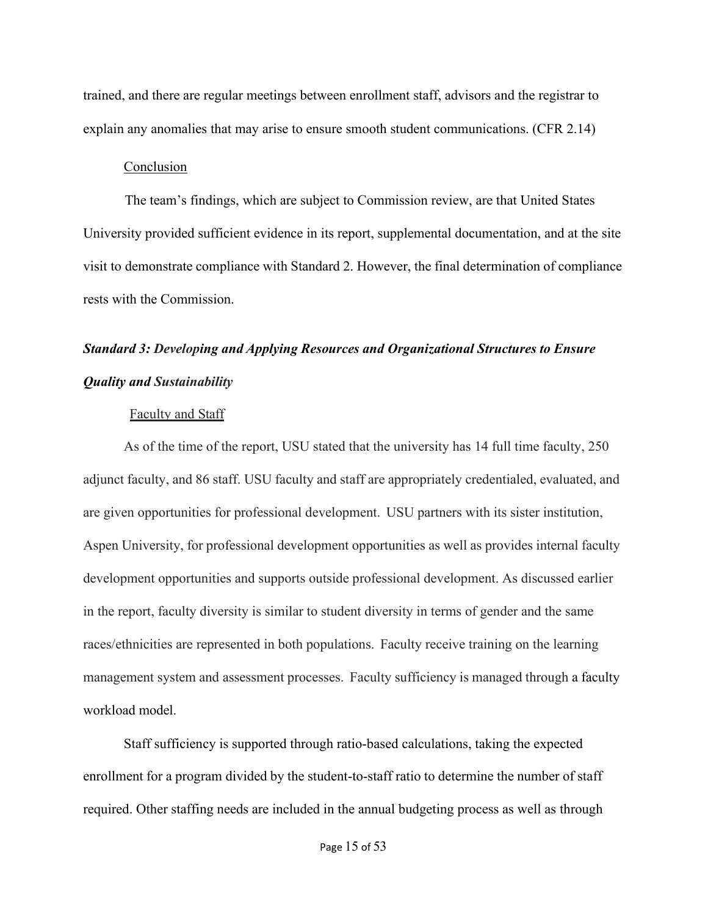trained, and there are regular meetings between enrollment staff, advisors and the registrar to explain any anomalies that may arise to ensure smooth student communications. (CFR 2.14)

Conclusion

The team's findings, which are subject to Commission review, are that United States University provided sufficient evidence in its report, supplemental documentation, and at the site visit to demonstrate compliance with Standard 2. However, the final determination of compliance rests with the Commission.

### ***Standard 3: Developing and Applying Resources and Organizational Structures to Ensure Quality and Sustainability***

Faculty and Staff

As of the time of the report, USU stated that the university has 14 full time faculty, 250 adjunct faculty, and 86 staff. USU faculty and staff are appropriately credentialed, evaluated, and are given opportunities for professional development. USU partners with its sister institution, Aspen University, for professional development opportunities as well as provides internal faculty development opportunities and supports outside professional development. As discussed earlier in the report, faculty diversity is similar to student diversity in terms of gender and the same races/ethnicities are represented in both populations. Faculty receive training on the learning management system and assessment processes. Faculty sufficiency is managed through a faculty workload model.

Staff sufficiency is supported through ratio-based calculations, taking the expected enrollment for a program divided by the student-to-staff ratio to determine the number of staff required. Other staffing needs are included in the annual budgeting process as well as through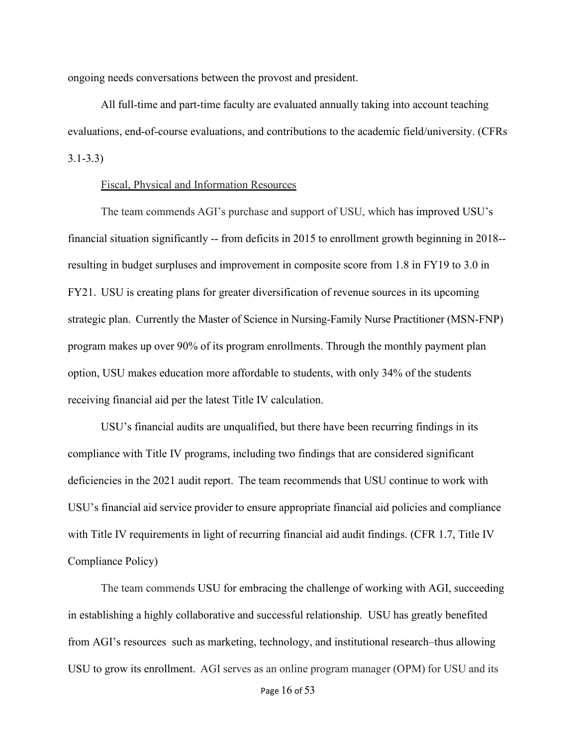ongoing needs conversations between the provost and president.

All full-time and part-time faculty are evaluated annually taking into account teaching evaluations, end-of-course evaluations, and contributions to the academic field/university. (CFRs 3.1-3.3)

<u>Fiscal, Physical and Information Resources</u>

The team commends AGI's purchase and support of USU, which has improved USU's financial situation significantly -- from deficits in 2015 to enrollment growth beginning in 2018-- resulting in budget surpluses and improvement in composite score from 1.8 in FY19 to 3.0 in FY21. USU is creating plans for greater diversification of revenue sources in its upcoming strategic plan. Currently the Master of Science in Nursing-Family Nurse Practitioner (MSN-FNP) program makes up over 90% of its program enrollments. Through the monthly payment plan option, USU makes education more affordable to students, with only 34% of the students receiving financial aid per the latest Title IV calculation.

USU's financial audits are unqualified, but there have been recurring findings in its compliance with Title IV programs, including two findings that are considered significant deficiencies in the 2021 audit report. The team recommends that USU continue to work with USU's financial aid service provider to ensure appropriate financial aid policies and compliance with Title IV requirements in light of recurring financial aid audit findings. (CFR 1.7, Title IV Compliance Policy)

The team commends USU for embracing the challenge of working with AGI, succeeding in establishing a highly collaborative and successful relationship. USU has greatly benefited from AGI's resources such as marketing, technology, and institutional research–thus allowing USU to grow its enrollment. AGI serves as an online program manager (OPM) for USU and its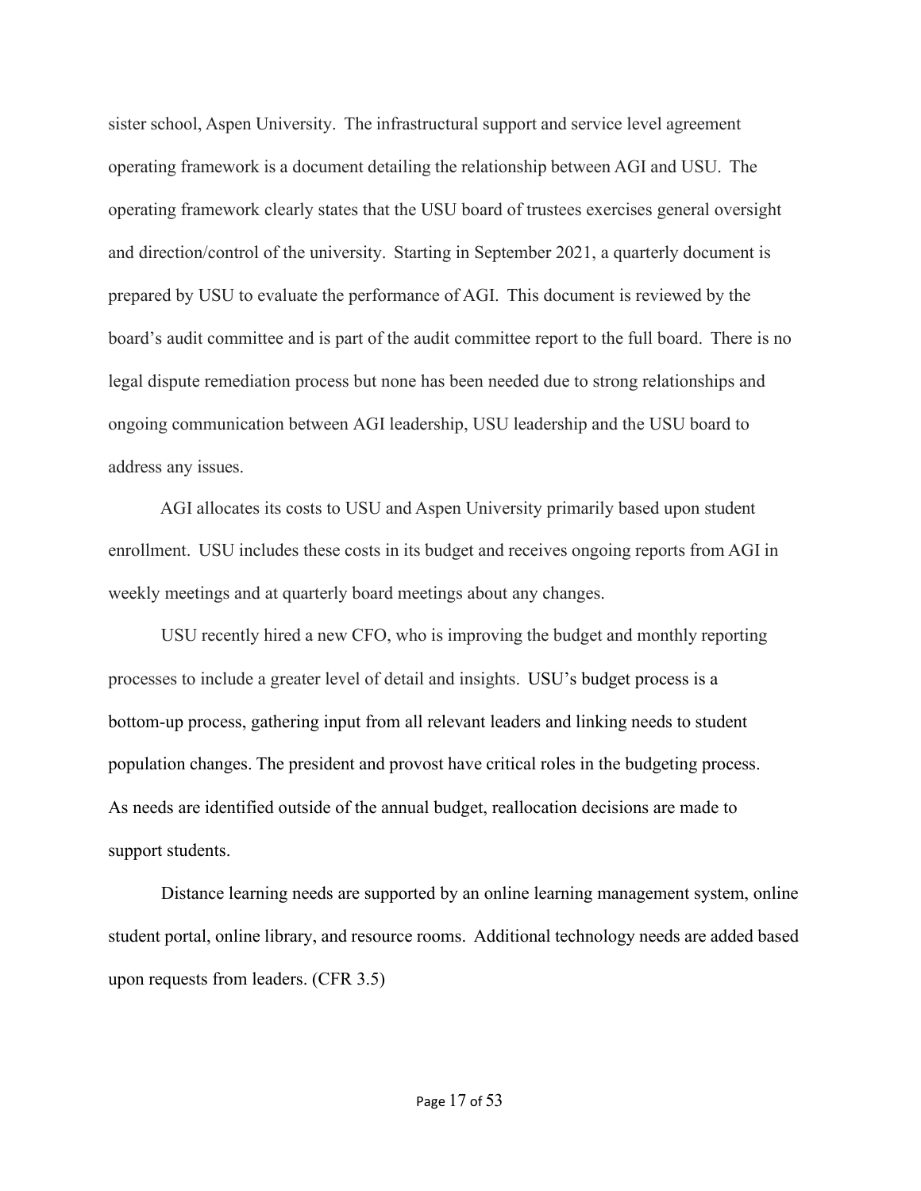sister school, Aspen University. The infrastructural support and service level agreement operating framework is a document detailing the relationship between AGI and USU. The operating framework clearly states that the USU board of trustees exercises general oversight and direction/control of the university. Starting in September 2021, a quarterly document is prepared by USU to evaluate the performance of AGI. This document is reviewed by the board's audit committee and is part of the audit committee report to the full board. There is no legal dispute remediation process but none has been needed due to strong relationships and ongoing communication between AGI leadership, USU leadership and the USU board to address any issues.

AGI allocates its costs to USU and Aspen University primarily based upon student enrollment. USU includes these costs in its budget and receives ongoing reports from AGI in weekly meetings and at quarterly board meetings about any changes.

USU recently hired a new CFO, who is improving the budget and monthly reporting processes to include a greater level of detail and insights. USU's budget process is a bottom-up process, gathering input from all relevant leaders and linking needs to student population changes. The president and provost have critical roles in the budgeting process. As needs are identified outside of the annual budget, reallocation decisions are made to support students.

Distance learning needs are supported by an online learning management system, online student portal, online library, and resource rooms. Additional technology needs are added based upon requests from leaders. (CFR 3.5)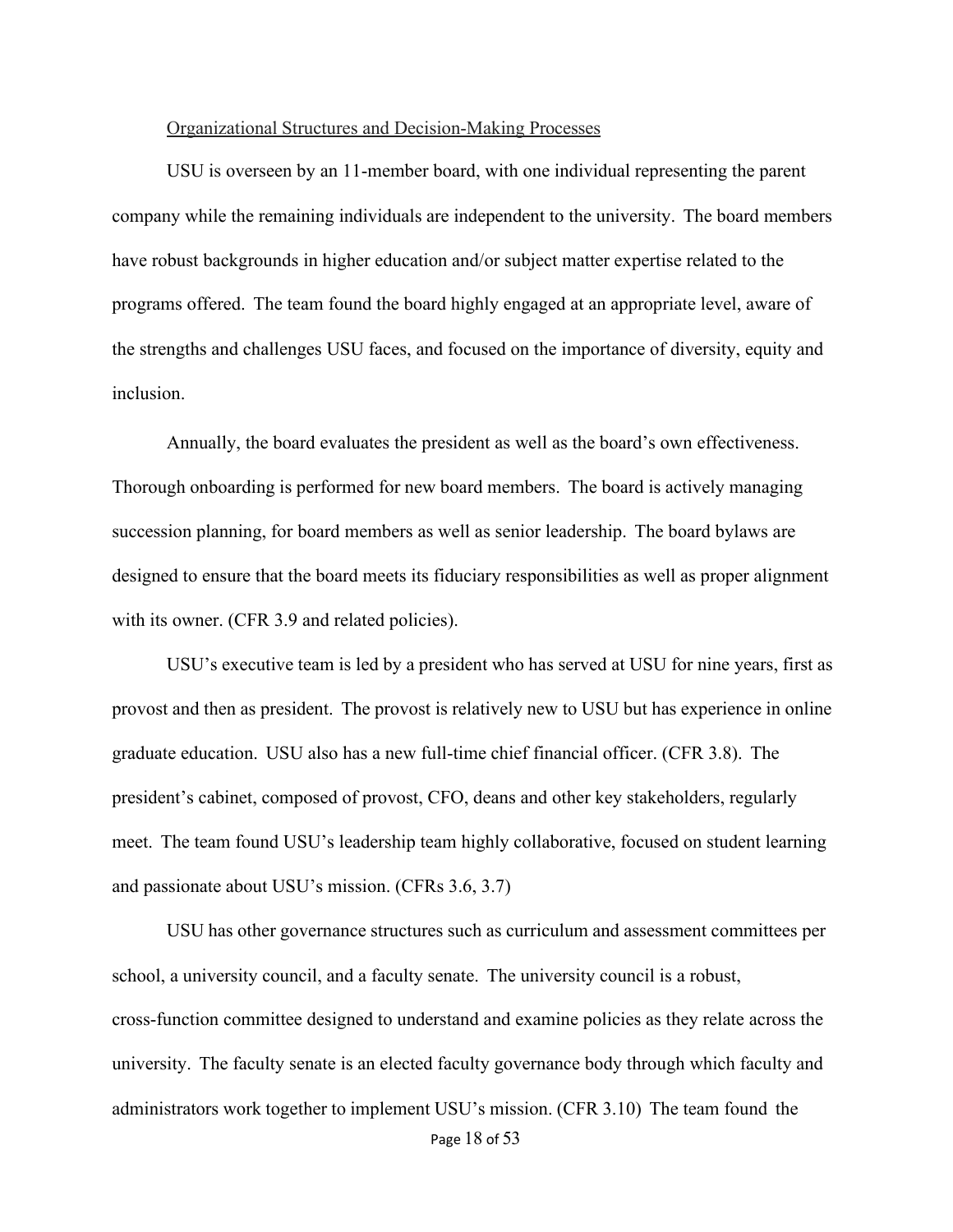<u>Organizational Structures and Decision-Making Processes</u>

USU is overseen by an 11-member board, with one individual representing the parent company while the remaining individuals are independent to the university. The board members have robust backgrounds in higher education and/or subject matter expertise related to the programs offered. The team found the board highly engaged at an appropriate level, aware of the strengths and challenges USU faces, and focused on the importance of diversity, equity and inclusion.

Annually, the board evaluates the president as well as the board's own effectiveness. Thorough onboarding is performed for new board members. The board is actively managing succession planning, for board members as well as senior leadership. The board bylaws are designed to ensure that the board meets its fiduciary responsibilities as well as proper alignment with its owner. (CFR 3.9 and related policies).

USU's executive team is led by a president who has served at USU for nine years, first as provost and then as president. The provost is relatively new to USU but has experience in online graduate education. USU also has a new full-time chief financial officer. (CFR 3.8). The president's cabinet, composed of provost, CFO, deans and other key stakeholders, regularly meet. The team found USU's leadership team highly collaborative, focused on student learning and passionate about USU's mission. (CFRs 3.6, 3.7)

USU has other governance structures such as curriculum and assessment committees per school, a university council, and a faculty senate. The university council is a robust, cross-function committee designed to understand and examine policies as they relate across the university. The faculty senate is an elected faculty governance body through which faculty and administrators work together to implement USU's mission. (CFR 3.10) The team found the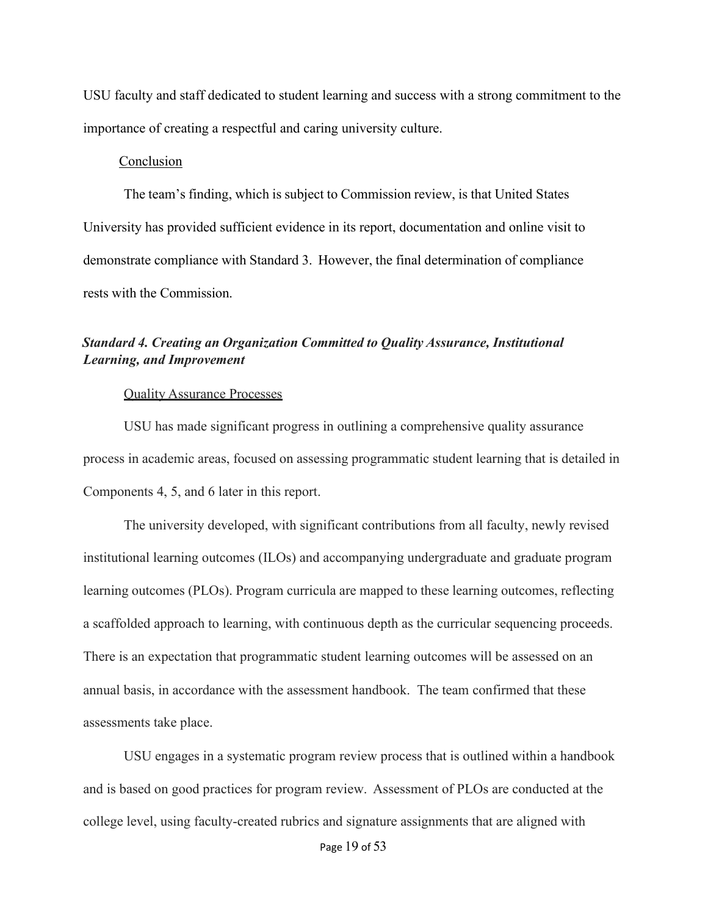USU faculty and staff dedicated to student learning and success with a strong commitment to the importance of creating a respectful and caring university culture.

Conclusion

The team's finding, which is subject to Commission review, is that United States University has provided sufficient evidence in its report, documentation and online visit to demonstrate compliance with Standard 3. However, the final determination of compliance rests with the Commission.

### *Standard 4. Creating an Organization Committed to Quality Assurance, Institutional Learning, and Improvement*

Quality Assurance Processes

USU has made significant progress in outlining a comprehensive quality assurance process in academic areas, focused on assessing programmatic student learning that is detailed in Components 4, 5, and 6 later in this report.

The university developed, with significant contributions from all faculty, newly revised institutional learning outcomes (ILOs) and accompanying undergraduate and graduate program learning outcomes (PLOs). Program curricula are mapped to these learning outcomes, reflecting a scaffolded approach to learning, with continuous depth as the curricular sequencing proceeds. There is an expectation that programmatic student learning outcomes will be assessed on an annual basis, in accordance with the assessment handbook. The team confirmed that these assessments take place.

USU engages in a systematic program review process that is outlined within a handbook and is based on good practices for program review. Assessment of PLOs are conducted at the college level, using faculty-created rubrics and signature assignments that are aligned with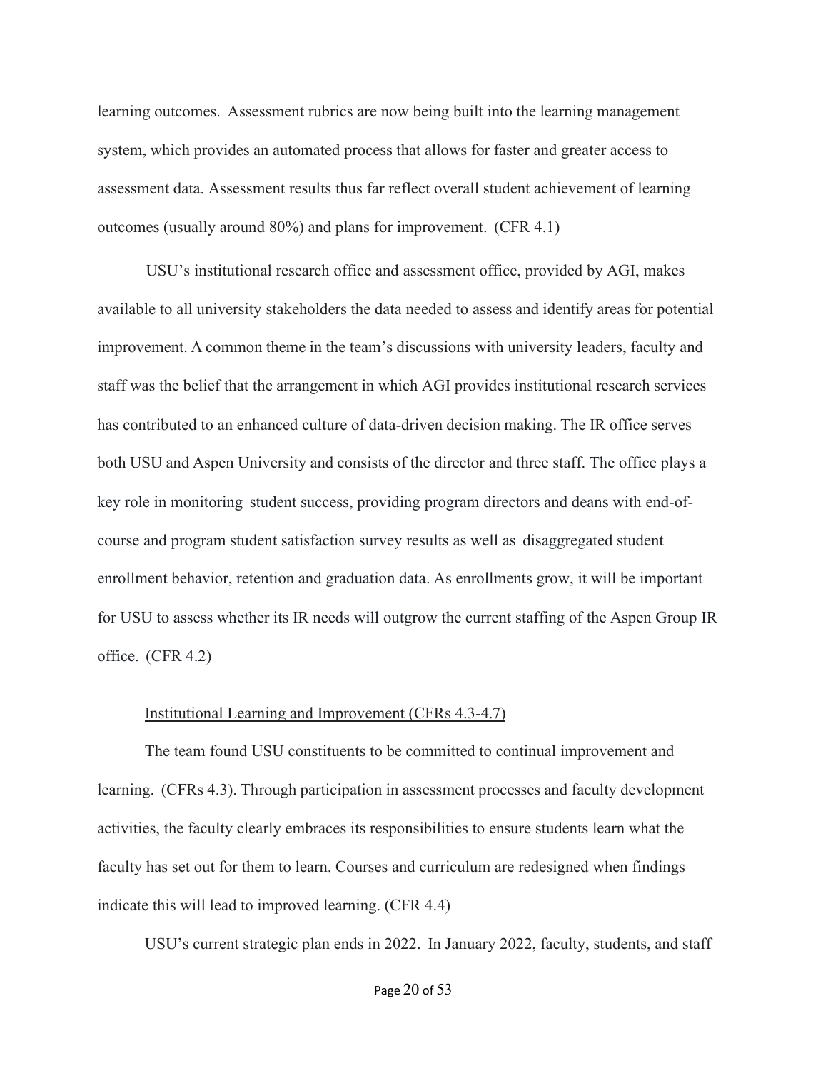learning outcomes. Assessment rubrics are now being built into the learning management system, which provides an automated process that allows for faster and greater access to assessment data. Assessment results thus far reflect overall student achievement of learning outcomes (usually around 80%) and plans for improvement. (CFR 4.1)

USU's institutional research office and assessment office, provided by AGI, makes available to all university stakeholders the data needed to assess and identify areas for potential improvement. A common theme in the team's discussions with university leaders, faculty and staff was the belief that the arrangement in which AGI provides institutional research services has contributed to an enhanced culture of data-driven decision making. The IR office serves both USU and Aspen University and consists of the director and three staff. The office plays a key role in monitoring student success, providing program directors and deans with end-of-course and program student satisfaction survey results as well as disaggregated student enrollment behavior, retention and graduation data. As enrollments grow, it will be important for USU to assess whether its IR needs will outgrow the current staffing of the Aspen Group IR office. (CFR 4.2)

<u>Institutional Learning and Improvement (CFRs 4.3-4.7)</u>

The team found USU constituents to be committed to continual improvement and learning. (CFRs 4.3). Through participation in assessment processes and faculty development activities, the faculty clearly embraces its responsibilities to ensure students learn what the faculty has set out for them to learn. Courses and curriculum are redesigned when findings indicate this will lead to improved learning. (CFR 4.4)

USU's current strategic plan ends in 2022. In January 2022, faculty, students, and staff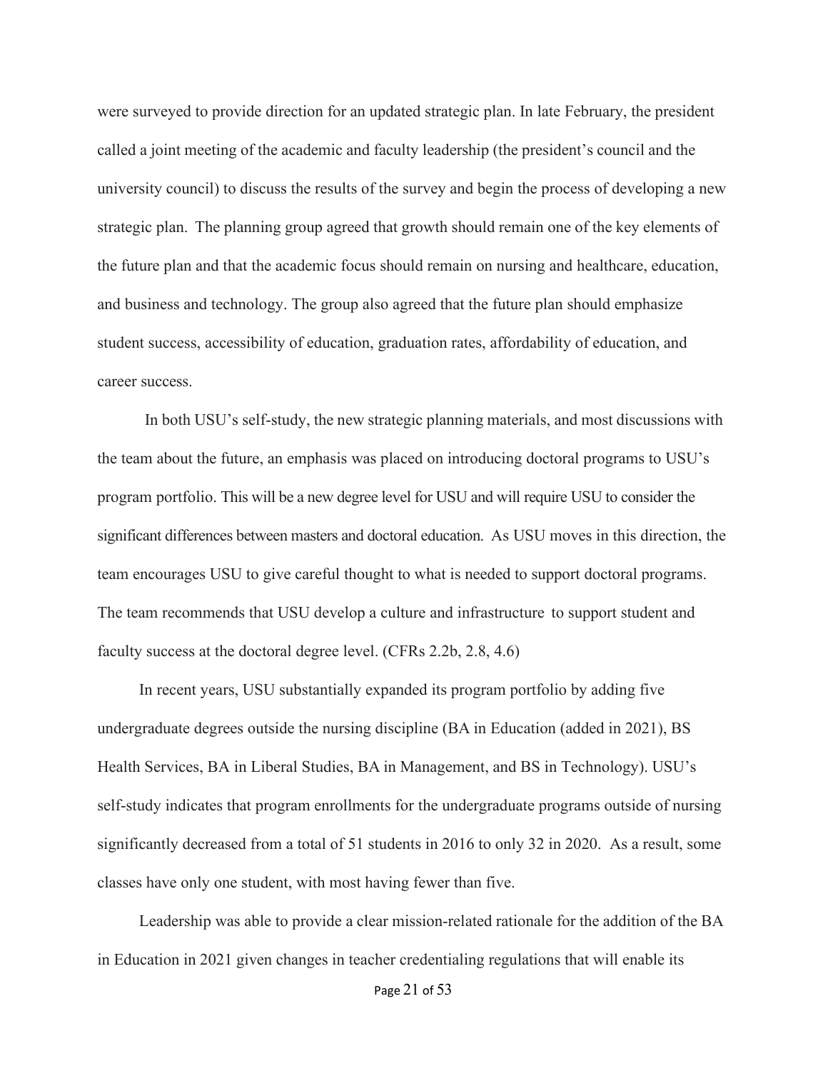were surveyed to provide direction for an updated strategic plan. In late February, the president called a joint meeting of the academic and faculty leadership (the president's council and the university council) to discuss the results of the survey and begin the process of developing a new strategic plan. The planning group agreed that growth should remain one of the key elements of the future plan and that the academic focus should remain on nursing and healthcare, education, and business and technology. The group also agreed that the future plan should emphasize student success, accessibility of education, graduation rates, affordability of education, and career success.

In both USU's self-study, the new strategic planning materials, and most discussions with the team about the future, an emphasis was placed on introducing doctoral programs to USU's program portfolio. This will be a new degree level for USU and will require USU to consider the significant differences between masters and doctoral education. As USU moves in this direction, the team encourages USU to give careful thought to what is needed to support doctoral programs. The team recommends that USU develop a culture and infrastructure to support student and faculty success at the doctoral degree level. (CFRs 2.2b, 2.8, 4.6)

In recent years, USU substantially expanded its program portfolio by adding five undergraduate degrees outside the nursing discipline (BA in Education (added in 2021), BS Health Services, BA in Liberal Studies, BA in Management, and BS in Technology). USU's self-study indicates that program enrollments for the undergraduate programs outside of nursing significantly decreased from a total of 51 students in 2016 to only 32 in 2020. As a result, some classes have only one student, with most having fewer than five.

Leadership was able to provide a clear mission-related rationale for the addition of the BA in Education in 2021 given changes in teacher credentialing regulations that will enable its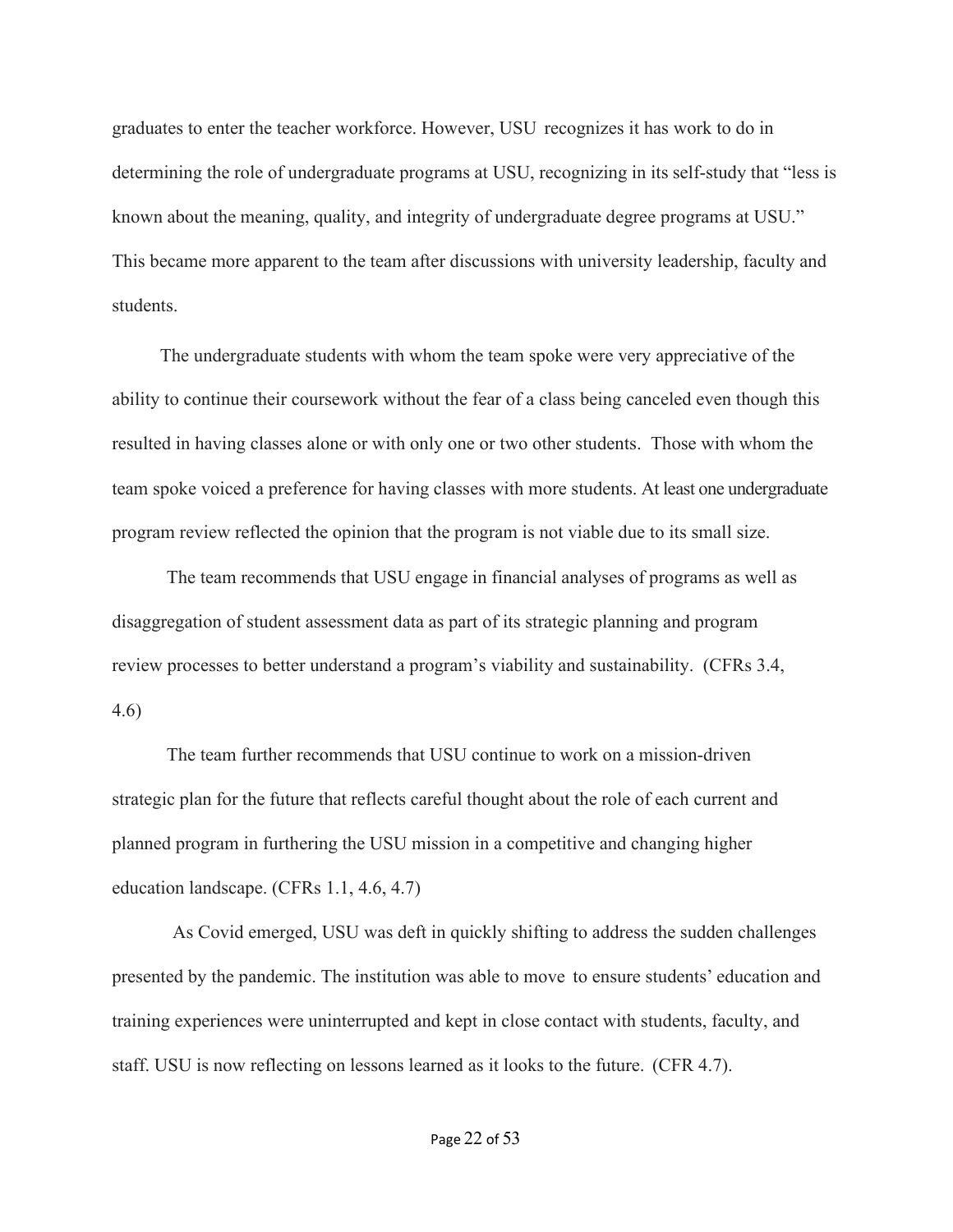graduates to enter the teacher workforce. However, USU recognizes it has work to do in determining the role of undergraduate programs at USU, recognizing in its self-study that "less is known about the meaning, quality, and integrity of undergraduate degree programs at USU." This became more apparent to the team after discussions with university leadership, faculty and students.

The undergraduate students with whom the team spoke were very appreciative of the ability to continue their coursework without the fear of a class being canceled even though this resulted in having classes alone or with only one or two other students. Those with whom the team spoke voiced a preference for having classes with more students. At least one undergraduate program review reflected the opinion that the program is not viable due to its small size.

The team recommends that USU engage in financial analyses of programs as well as disaggregation of student assessment data as part of its strategic planning and program review processes to better understand a program's viability and sustainability. (CFRs 3.4, 4.6)

The team further recommends that USU continue to work on a mission-driven strategic plan for the future that reflects careful thought about the role of each current and planned program in furthering the USU mission in a competitive and changing higher education landscape. (CFRs 1.1, 4.6, 4.7)

As Covid emerged, USU was deft in quickly shifting to address the sudden challenges presented by the pandemic. The institution was able to move to ensure students' education and training experiences were uninterrupted and kept in close contact with students, faculty, and staff. USU is now reflecting on lessons learned as it looks to the future. (CFR 4.7).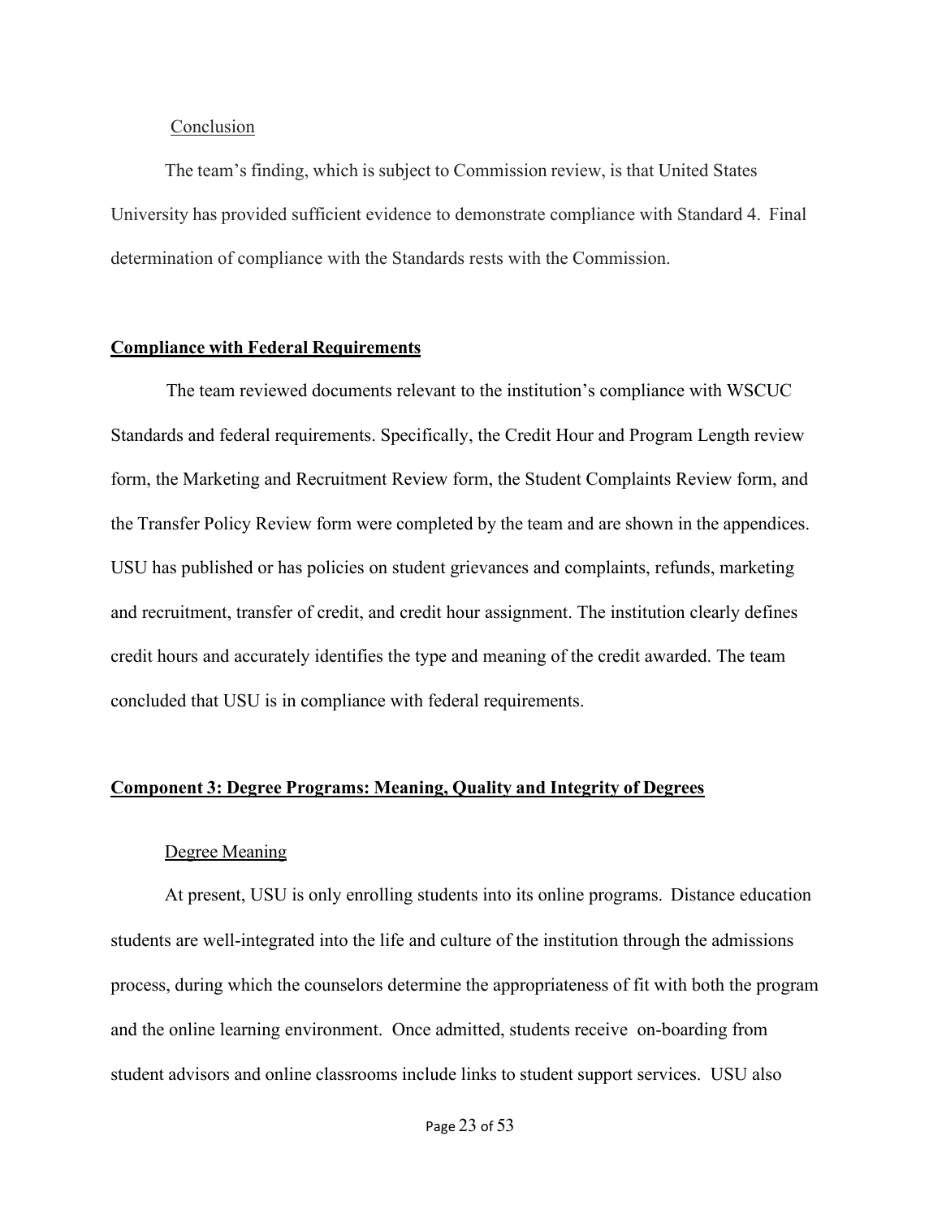Conclusion

The team's finding, which is subject to Commission review, is that United States University has provided sufficient evidence to demonstrate compliance with Standard 4. Final determination of compliance with the Standards rests with the Commission.

## Compliance with Federal Requirements

The team reviewed documents relevant to the institution's compliance with WSCUC Standards and federal requirements. Specifically, the Credit Hour and Program Length review form, the Marketing and Recruitment Review form, the Student Complaints Review form, and the Transfer Policy Review form were completed by the team and are shown in the appendices. USU has published or has policies on student grievances and complaints, refunds, marketing and recruitment, transfer of credit, and credit hour assignment. The institution clearly defines credit hours and accurately identifies the type and meaning of the credit awarded. The team concluded that USU is in compliance with federal requirements.

## Component 3: Degree Programs: Meaning, Quality and Integrity of Degrees

Degree Meaning

At present, USU is only enrolling students into its online programs. Distance education students are well-integrated into the life and culture of the institution through the admissions process, during which the counselors determine the appropriateness of fit with both the program and the online learning environment. Once admitted, students receive on-boarding from student advisors and online classrooms include links to student support services. USU also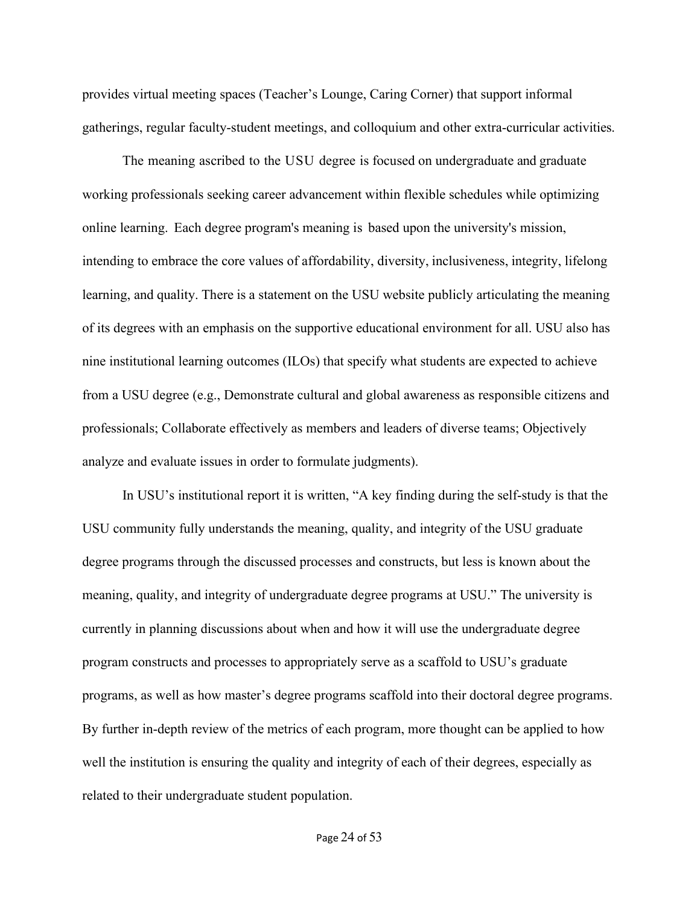provides virtual meeting spaces (Teacher's Lounge, Caring Corner) that support informal gatherings, regular faculty-student meetings, and colloquium and other extra-curricular activities.

The meaning ascribed to the USU degree is focused on undergraduate and graduate working professionals seeking career advancement within flexible schedules while optimizing online learning. Each degree program's meaning is based upon the university's mission, intending to embrace the core values of affordability, diversity, inclusiveness, integrity, lifelong learning, and quality. There is a statement on the USU website publicly articulating the meaning of its degrees with an emphasis on the supportive educational environment for all. USU also has nine institutional learning outcomes (ILOs) that specify what students are expected to achieve from a USU degree (e.g., Demonstrate cultural and global awareness as responsible citizens and professionals; Collaborate effectively as members and leaders of diverse teams; Objectively analyze and evaluate issues in order to formulate judgments).

In USU's institutional report it is written, "A key finding during the self-study is that the USU community fully understands the meaning, quality, and integrity of the USU graduate degree programs through the discussed processes and constructs, but less is known about the meaning, quality, and integrity of undergraduate degree programs at USU." The university is currently in planning discussions about when and how it will use the undergraduate degree program constructs and processes to appropriately serve as a scaffold to USU's graduate programs, as well as how master's degree programs scaffold into their doctoral degree programs. By further in-depth review of the metrics of each program, more thought can be applied to how well the institution is ensuring the quality and integrity of each of their degrees, especially as related to their undergraduate student population.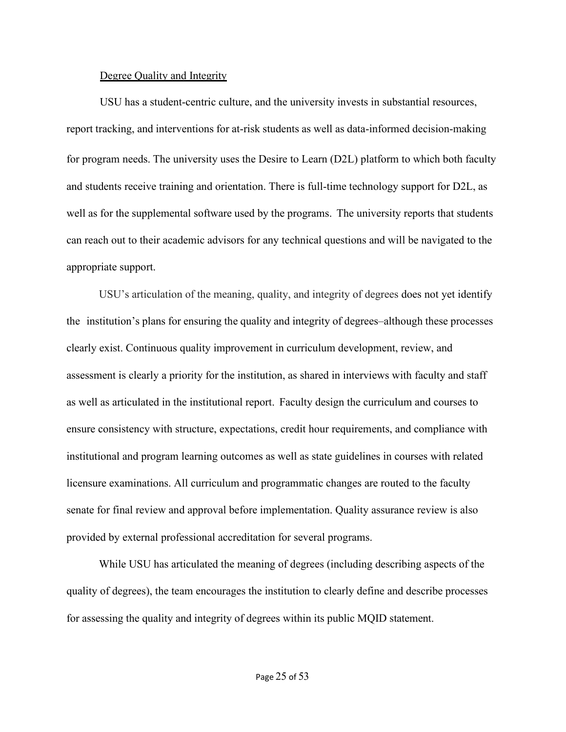<u>Degree Quality and Integrity</u>

USU has a student-centric culture, and the university invests in substantial resources, report tracking, and interventions for at-risk students as well as data-informed decision-making for program needs. The university uses the Desire to Learn (D2L) platform to which both faculty and students receive training and orientation. There is full-time technology support for D2L, as well as for the supplemental software used by the programs. The university reports that students can reach out to their academic advisors for any technical questions and will be navigated to the appropriate support.

USU's articulation of the meaning, quality, and integrity of degrees does not yet identify the institution's plans for ensuring the quality and integrity of degrees–although these processes clearly exist. Continuous quality improvement in curriculum development, review, and assessment is clearly a priority for the institution, as shared in interviews with faculty and staff as well as articulated in the institutional report. Faculty design the curriculum and courses to ensure consistency with structure, expectations, credit hour requirements, and compliance with institutional and program learning outcomes as well as state guidelines in courses with related licensure examinations. All curriculum and programmatic changes are routed to the faculty senate for final review and approval before implementation. Quality assurance review is also provided by external professional accreditation for several programs.

While USU has articulated the meaning of degrees (including describing aspects of the quality of degrees), the team encourages the institution to clearly define and describe processes for assessing the quality and integrity of degrees within its public MQID statement.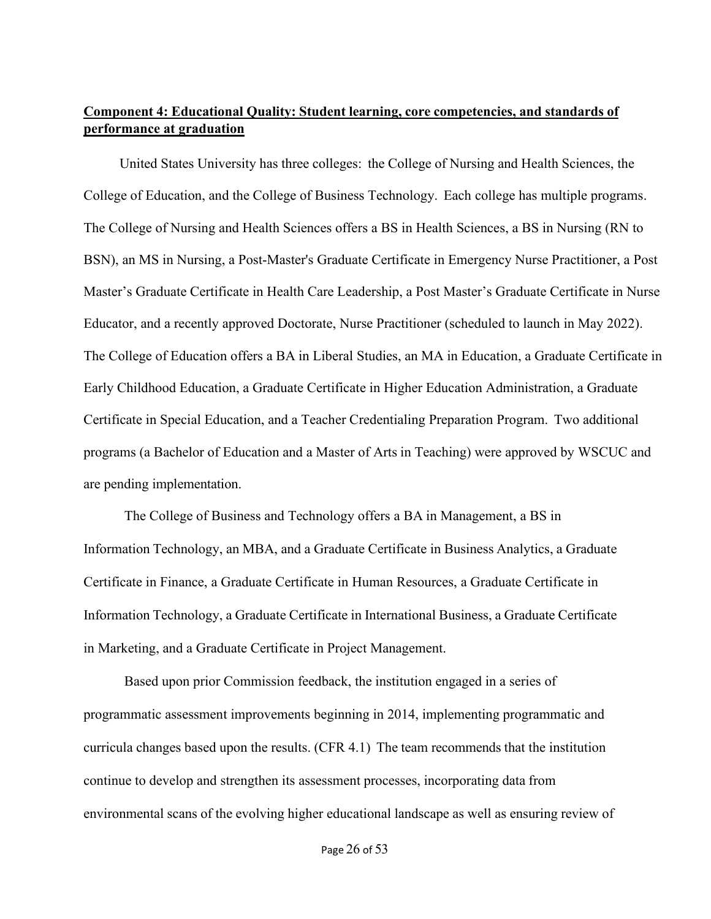**Component 4: Educational Quality: Student learning, core competencies, and standards of performance at graduation**

United States University has three colleges: the College of Nursing and Health Sciences, the College of Education, and the College of Business Technology. Each college has multiple programs. The College of Nursing and Health Sciences offers a BS in Health Sciences, a BS in Nursing (RN to BSN), an MS in Nursing, a Post-Master's Graduate Certificate in Emergency Nurse Practitioner, a Post Master's Graduate Certificate in Health Care Leadership, a Post Master's Graduate Certificate in Nurse Educator, and a recently approved Doctorate, Nurse Practitioner (scheduled to launch in May 2022). The College of Education offers a BA in Liberal Studies, an MA in Education, a Graduate Certificate in Early Childhood Education, a Graduate Certificate in Higher Education Administration, a Graduate Certificate in Special Education, and a Teacher Credentialing Preparation Program. Two additional programs (a Bachelor of Education and a Master of Arts in Teaching) were approved by WSCUC and are pending implementation.

The College of Business and Technology offers a BA in Management, a BS in Information Technology, an MBA, and a Graduate Certificate in Business Analytics, a Graduate Certificate in Finance, a Graduate Certificate in Human Resources, a Graduate Certificate in Information Technology, a Graduate Certificate in International Business, a Graduate Certificate in Marketing, and a Graduate Certificate in Project Management.

Based upon prior Commission feedback, the institution engaged in a series of programmatic assessment improvements beginning in 2014, implementing programmatic and curricula changes based upon the results. (CFR 4.1) The team recommends that the institution continue to develop and strengthen its assessment processes, incorporating data from environmental scans of the evolving higher educational landscape as well as ensuring review of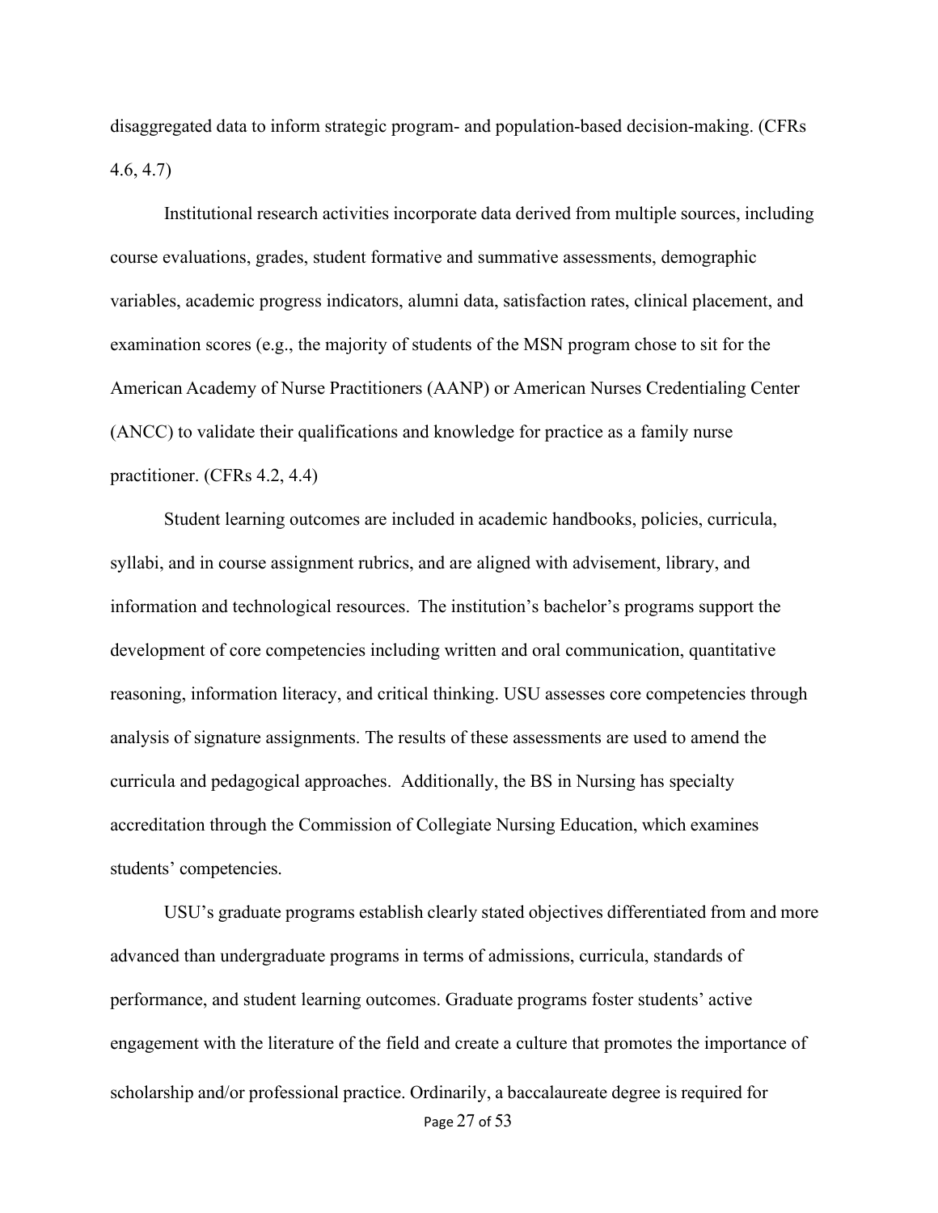disaggregated data to inform strategic program- and population-based decision-making. (CFRs 4.6, 4.7)

Institutional research activities incorporate data derived from multiple sources, including course evaluations, grades, student formative and summative assessments, demographic variables, academic progress indicators, alumni data, satisfaction rates, clinical placement, and examination scores (e.g., the majority of students of the MSN program chose to sit for the American Academy of Nurse Practitioners (AANP) or American Nurses Credentialing Center (ANCC) to validate their qualifications and knowledge for practice as a family nurse practitioner. (CFRs 4.2, 4.4)

Student learning outcomes are included in academic handbooks, policies, curricula, syllabi, and in course assignment rubrics, and are aligned with advisement, library, and information and technological resources. The institution's bachelor's programs support the development of core competencies including written and oral communication, quantitative reasoning, information literacy, and critical thinking. USU assesses core competencies through analysis of signature assignments. The results of these assessments are used to amend the curricula and pedagogical approaches. Additionally, the BS in Nursing has specialty accreditation through the Commission of Collegiate Nursing Education, which examines students' competencies.

USU's graduate programs establish clearly stated objectives differentiated from and more advanced than undergraduate programs in terms of admissions, curricula, standards of performance, and student learning outcomes. Graduate programs foster students' active engagement with the literature of the field and create a culture that promotes the importance of scholarship and/or professional practice. Ordinarily, a baccalaureate degree is required for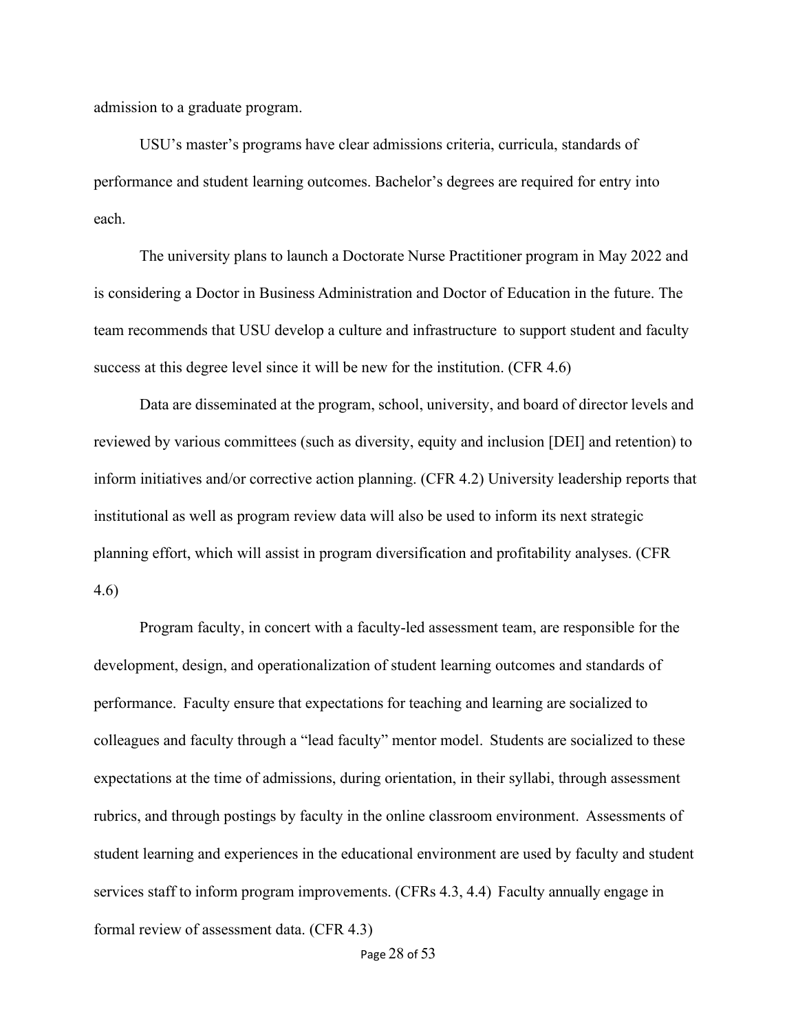admission to a graduate program.

USU's master's programs have clear admissions criteria, curricula, standards of performance and student learning outcomes. Bachelor's degrees are required for entry into each.

The university plans to launch a Doctorate Nurse Practitioner program in May 2022 and is considering a Doctor in Business Administration and Doctor of Education in the future. The team recommends that USU develop a culture and infrastructure to support student and faculty success at this degree level since it will be new for the institution. (CFR 4.6)

Data are disseminated at the program, school, university, and board of director levels and reviewed by various committees (such as diversity, equity and inclusion [DEI] and retention) to inform initiatives and/or corrective action planning. (CFR 4.2) University leadership reports that institutional as well as program review data will also be used to inform its next strategic planning effort, which will assist in program diversification and profitability analyses. (CFR 4.6)

Program faculty, in concert with a faculty-led assessment team, are responsible for the development, design, and operationalization of student learning outcomes and standards of performance. Faculty ensure that expectations for teaching and learning are socialized to colleagues and faculty through a "lead faculty" mentor model. Students are socialized to these expectations at the time of admissions, during orientation, in their syllabi, through assessment rubrics, and through postings by faculty in the online classroom environment. Assessments of student learning and experiences in the educational environment are used by faculty and student services staff to inform program improvements. (CFRs 4.3, 4.4) Faculty annually engage in formal review of assessment data. (CFR 4.3)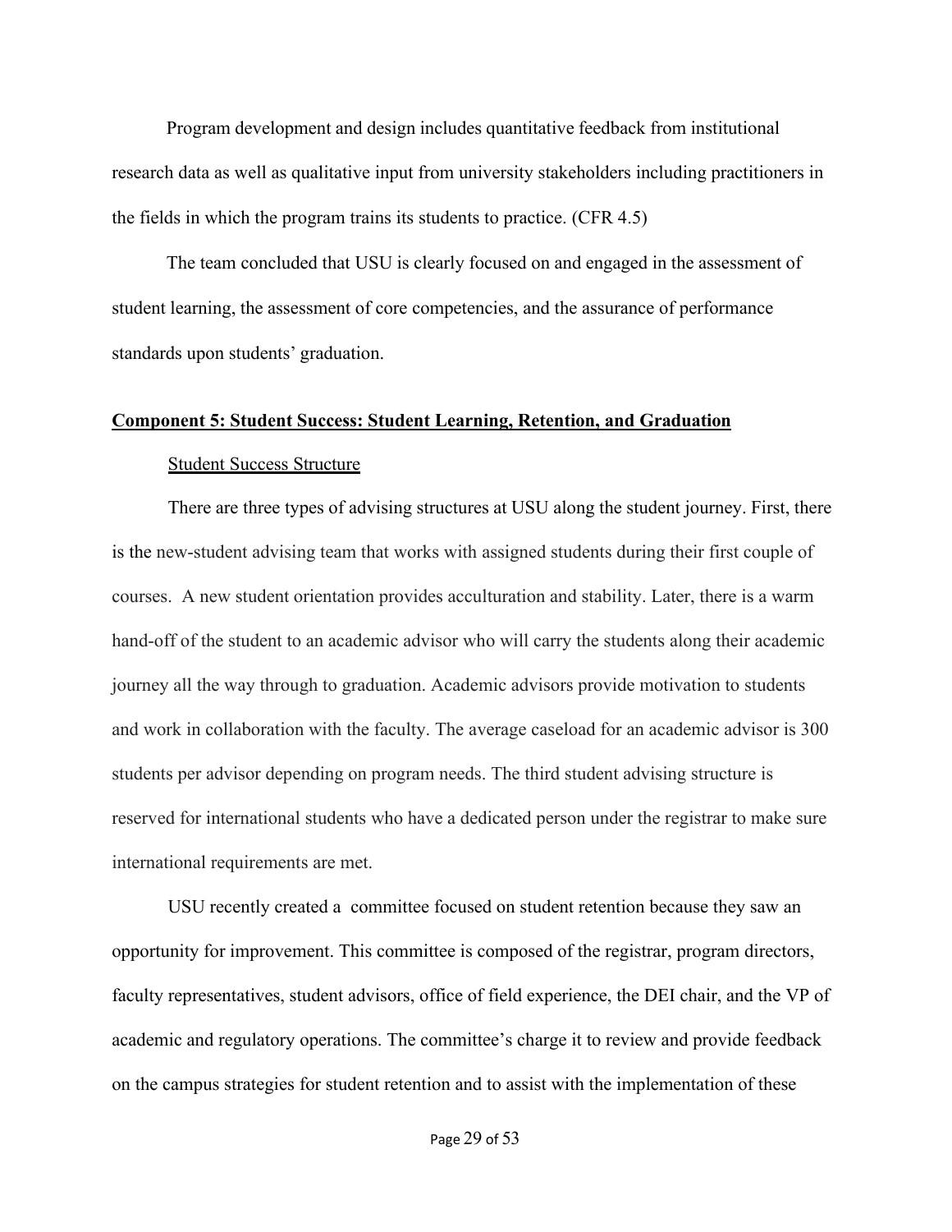Program development and design includes quantitative feedback from institutional research data as well as qualitative input from university stakeholders including practitioners in the fields in which the program trains its students to practice. (CFR 4.5)

The team concluded that USU is clearly focused on and engaged in the assessment of student learning, the assessment of core competencies, and the assurance of performance standards upon students' graduation.

## Component 5: Student Success: Student Learning, Retention, and Graduation

### Student Success Structure

There are three types of advising structures at USU along the student journey. First, there is the new-student advising team that works with assigned students during their first couple of courses. A new student orientation provides acculturation and stability. Later, there is a warm hand-off of the student to an academic advisor who will carry the students along their academic journey all the way through to graduation. Academic advisors provide motivation to students and work in collaboration with the faculty. The average caseload for an academic advisor is 300 students per advisor depending on program needs. The third student advising structure is reserved for international students who have a dedicated person under the registrar to make sure international requirements are met.

USU recently created a committee focused on student retention because they saw an opportunity for improvement. This committee is composed of the registrar, program directors, faculty representatives, student advisors, office of field experience, the DEI chair, and the VP of academic and regulatory operations. The committee's charge it to review and provide feedback on the campus strategies for student retention and to assist with the implementation of these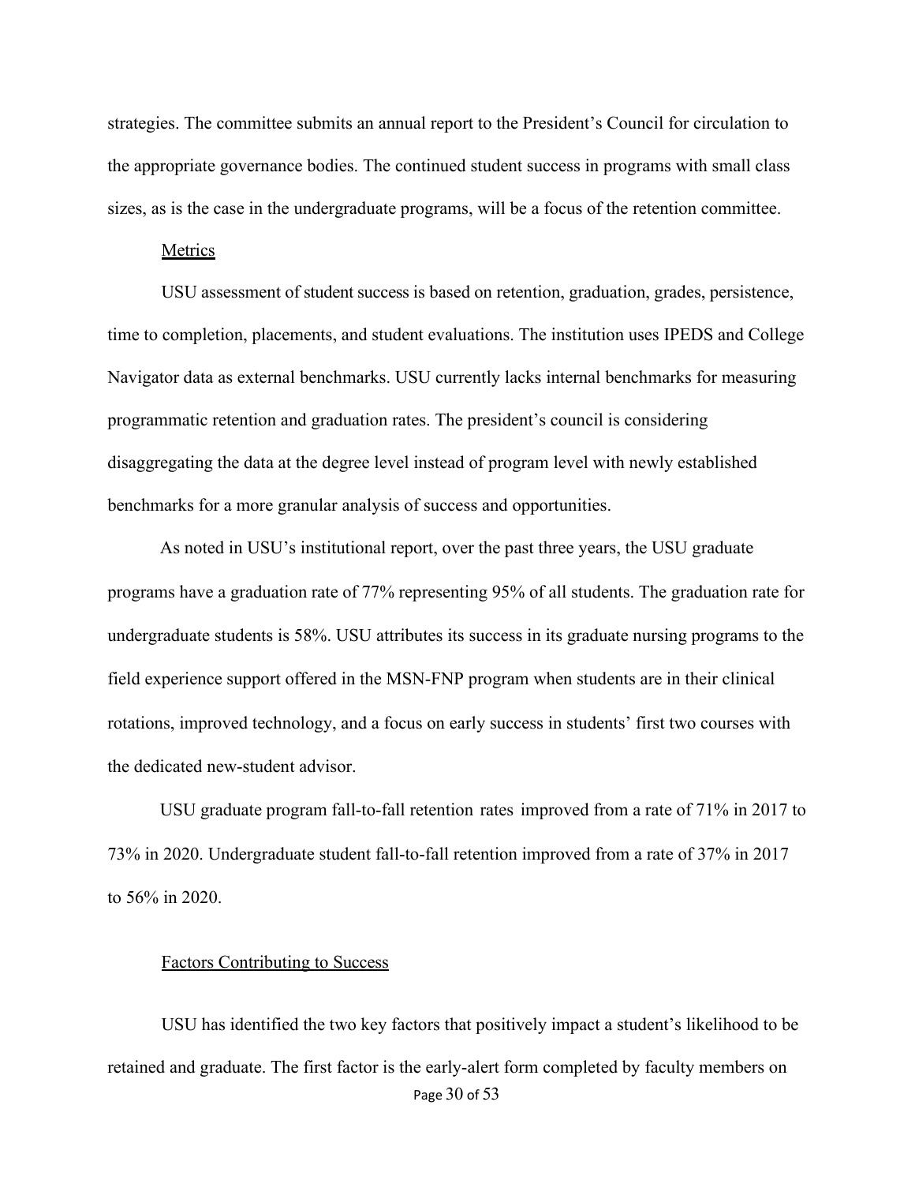strategies. The committee submits an annual report to the President's Council for circulation to the appropriate governance bodies. The continued student success in programs with small class sizes, as is the case in the undergraduate programs, will be a focus of the retention committee.

### Metrics

USU assessment of student success is based on retention, graduation, grades, persistence, time to completion, placements, and student evaluations. The institution uses IPEDS and College Navigator data as external benchmarks. USU currently lacks internal benchmarks for measuring programmatic retention and graduation rates. The president's council is considering disaggregating the data at the degree level instead of program level with newly established benchmarks for a more granular analysis of success and opportunities.

As noted in USU's institutional report, over the past three years, the USU graduate programs have a graduation rate of 77% representing 95% of all students. The graduation rate for undergraduate students is 58%. USU attributes its success in its graduate nursing programs to the field experience support offered in the MSN-FNP program when students are in their clinical rotations, improved technology, and a focus on early success in students' first two courses with the dedicated new-student advisor.

USU graduate program fall-to-fall retention rates improved from a rate of 71% in 2017 to 73% in 2020. Undergraduate student fall-to-fall retention improved from a rate of 37% in 2017 to 56% in 2020.

### Factors Contributing to Success

USU has identified the two key factors that positively impact a student's likelihood to be retained and graduate. The first factor is the early-alert form completed by faculty members on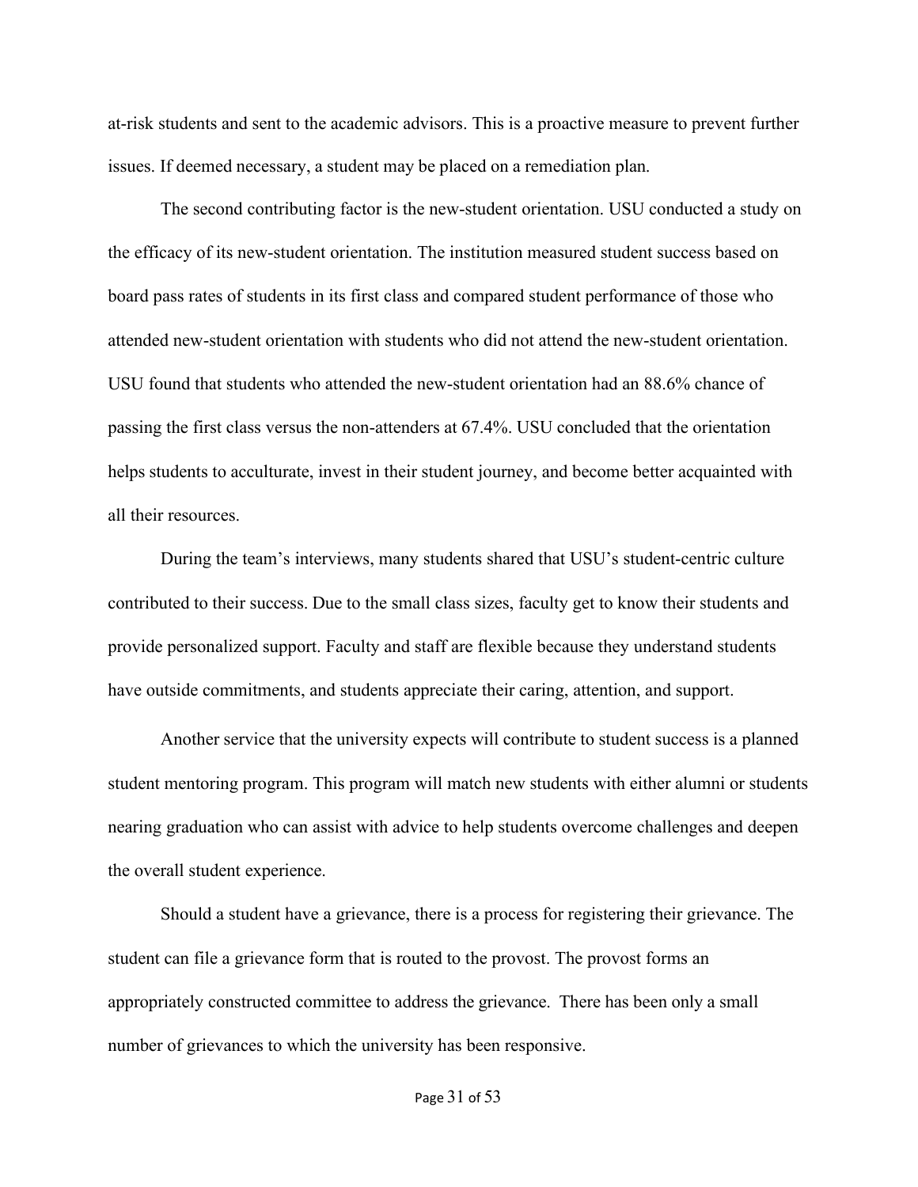at-risk students and sent to the academic advisors. This is a proactive measure to prevent further issues. If deemed necessary, a student may be placed on a remediation plan.

The second contributing factor is the new-student orientation. USU conducted a study on the efficacy of its new-student orientation. The institution measured student success based on board pass rates of students in its first class and compared student performance of those who attended new-student orientation with students who did not attend the new-student orientation. USU found that students who attended the new-student orientation had an 88.6% chance of passing the first class versus the non-attenders at 67.4%. USU concluded that the orientation helps students to acculturate, invest in their student journey, and become better acquainted with all their resources.

During the team's interviews, many students shared that USU's student-centric culture contributed to their success. Due to the small class sizes, faculty get to know their students and provide personalized support. Faculty and staff are flexible because they understand students have outside commitments, and students appreciate their caring, attention, and support.

Another service that the university expects will contribute to student success is a planned student mentoring program. This program will match new students with either alumni or students nearing graduation who can assist with advice to help students overcome challenges and deepen the overall student experience.

Should a student have a grievance, there is a process for registering their grievance. The student can file a grievance form that is routed to the provost. The provost forms an appropriately constructed committee to address the grievance. There has been only a small number of grievances to which the university has been responsive.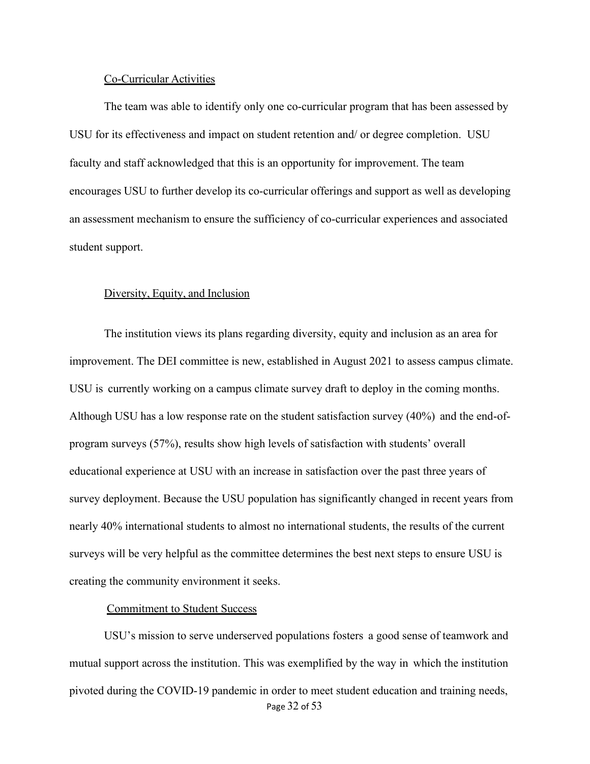### Co-Curricular Activities

The team was able to identify only one co-curricular program that has been assessed by USU for its effectiveness and impact on student retention and/ or degree completion. USU faculty and staff acknowledged that this is an opportunity for improvement. The team encourages USU to further develop its co-curricular offerings and support as well as developing an assessment mechanism to ensure the sufficiency of co-curricular experiences and associated student support.

### Diversity, Equity, and Inclusion

The institution views its plans regarding diversity, equity and inclusion as an area for improvement. The DEI committee is new, established in August 2021 to assess campus climate. USU is currently working on a campus climate survey draft to deploy in the coming months. Although USU has a low response rate on the student satisfaction survey (40%) and the end-of-program surveys (57%), results show high levels of satisfaction with students' overall educational experience at USU with an increase in satisfaction over the past three years of survey deployment. Because the USU population has significantly changed in recent years from nearly 40% international students to almost no international students, the results of the current surveys will be very helpful as the committee determines the best next steps to ensure USU is creating the community environment it seeks.

### Commitment to Student Success

USU's mission to serve underserved populations fosters a good sense of teamwork and mutual support across the institution. This was exemplified by the way in which the institution pivoted during the COVID-19 pandemic in order to meet student education and training needs,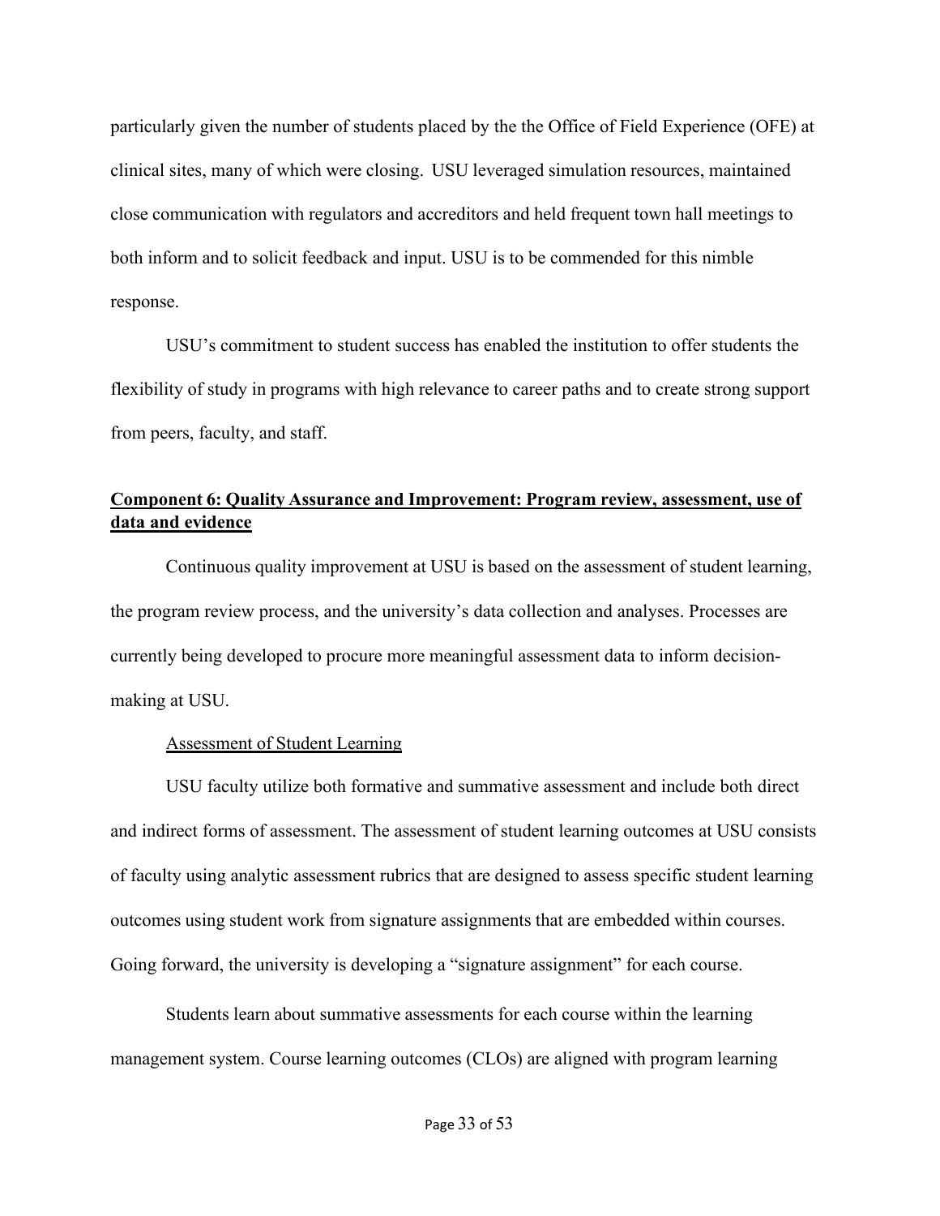particularly given the number of students placed by the the Office of Field Experience (OFE) at clinical sites, many of which were closing. USU leveraged simulation resources, maintained close communication with regulators and accreditors and held frequent town hall meetings to both inform and to solicit feedback and input. USU is to be commended for this nimble response.

USU's commitment to student success has enabled the institution to offer students the flexibility of study in programs with high relevance to career paths and to create strong support from peers, faculty, and staff.

## Component 6: Quality Assurance and Improvement: Program review, assessment, use of data and evidence

Continuous quality improvement at USU is based on the assessment of student learning, the program review process, and the university's data collection and analyses. Processes are currently being developed to procure more meaningful assessment data to inform decision-making at USU.

### Assessment of Student Learning

USU faculty utilize both formative and summative assessment and include both direct and indirect forms of assessment. The assessment of student learning outcomes at USU consists of faculty using analytic assessment rubrics that are designed to assess specific student learning outcomes using student work from signature assignments that are embedded within courses. Going forward, the university is developing a "signature assignment" for each course.

Students learn about summative assessments for each course within the learning management system. Course learning outcomes (CLOs) are aligned with program learning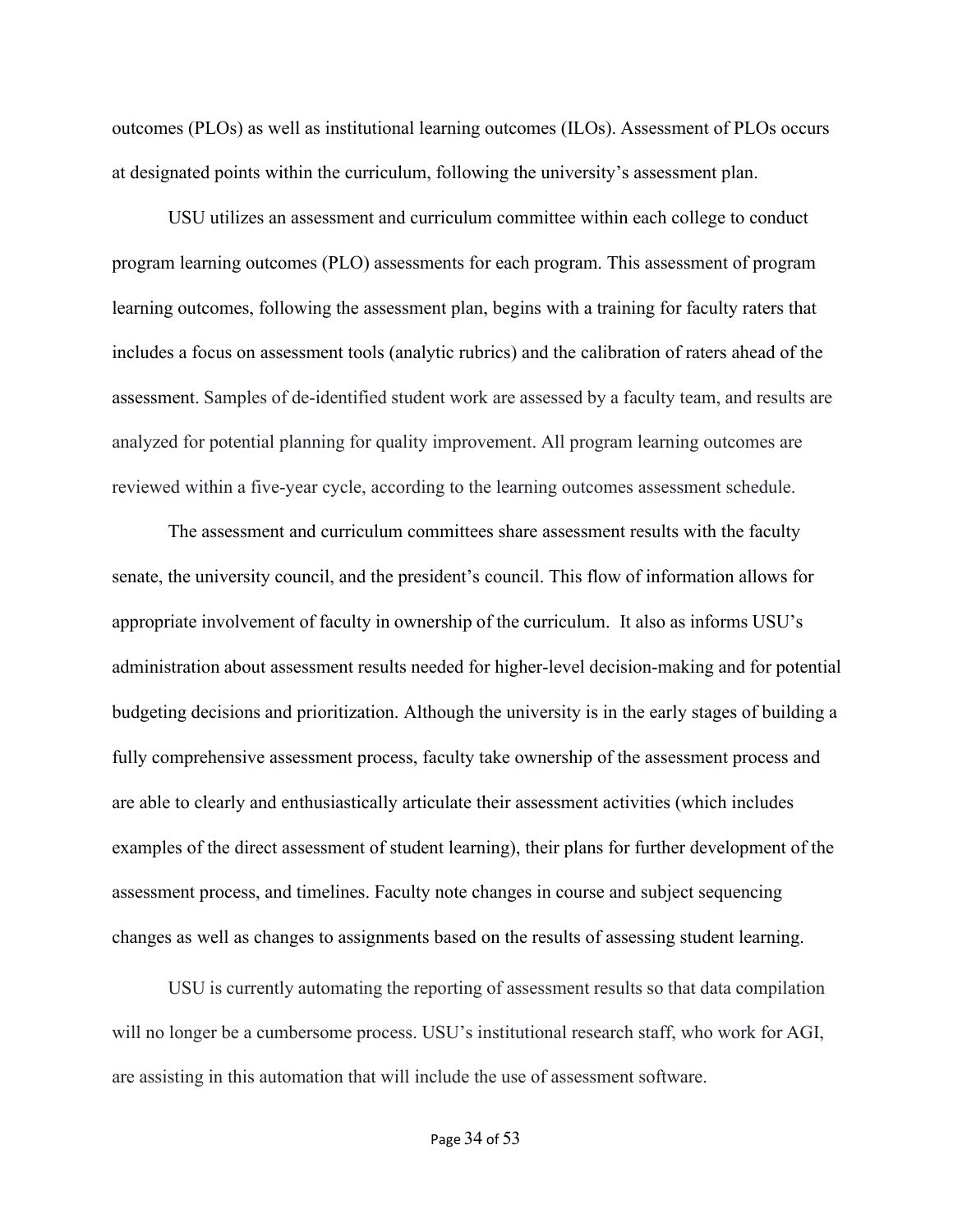outcomes (PLOs) as well as institutional learning outcomes (ILOs). Assessment of PLOs occurs at designated points within the curriculum, following the university's assessment plan.

USU utilizes an assessment and curriculum committee within each college to conduct program learning outcomes (PLO) assessments for each program. This assessment of program learning outcomes, following the assessment plan, begins with a training for faculty raters that includes a focus on assessment tools (analytic rubrics) and the calibration of raters ahead of the assessment. Samples of de-identified student work are assessed by a faculty team, and results are analyzed for potential planning for quality improvement. All program learning outcomes are reviewed within a five-year cycle, according to the learning outcomes assessment schedule.

The assessment and curriculum committees share assessment results with the faculty senate, the university council, and the president's council. This flow of information allows for appropriate involvement of faculty in ownership of the curriculum. It also as informs USU's administration about assessment results needed for higher-level decision-making and for potential budgeting decisions and prioritization. Although the university is in the early stages of building a fully comprehensive assessment process, faculty take ownership of the assessment process and are able to clearly and enthusiastically articulate their assessment activities (which includes examples of the direct assessment of student learning), their plans for further development of the assessment process, and timelines. Faculty note changes in course and subject sequencing changes as well as changes to assignments based on the results of assessing student learning.

USU is currently automating the reporting of assessment results so that data compilation will no longer be a cumbersome process. USU's institutional research staff, who work for AGI, are assisting in this automation that will include the use of assessment software.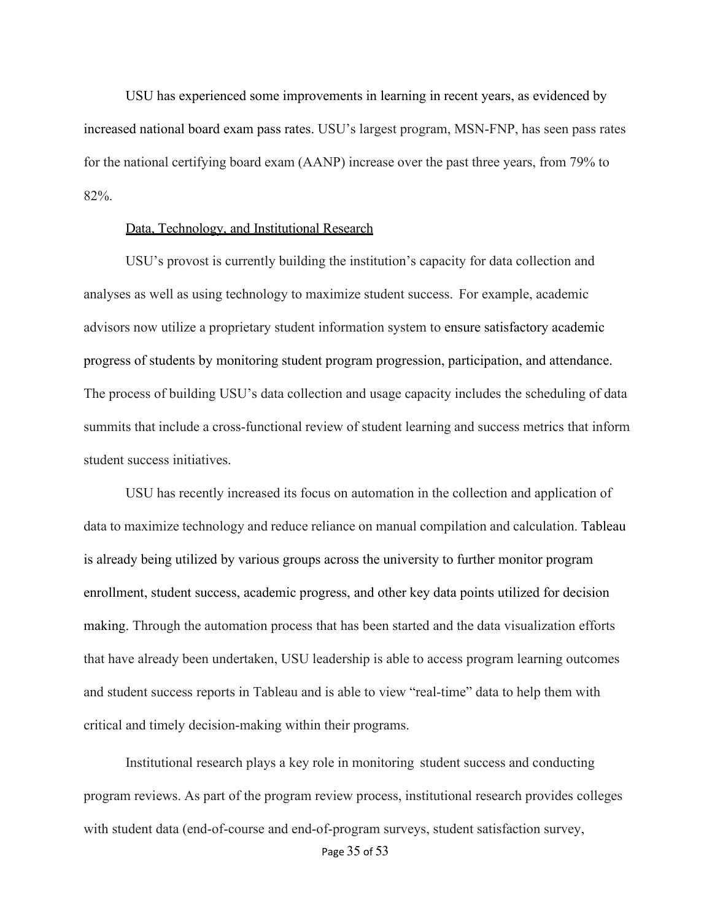USU has experienced some improvements in learning in recent years, as evidenced by increased national board exam pass rates. USU's largest program, MSN-FNP, has seen pass rates for the national certifying board exam (AANP) increase over the past three years, from 79% to 82%.

### Data, Technology, and Institutional Research

USU's provost is currently building the institution's capacity for data collection and analyses as well as using technology to maximize student success. For example, academic advisors now utilize a proprietary student information system to ensure satisfactory academic progress of students by monitoring student program progression, participation, and attendance. The process of building USU's data collection and usage capacity includes the scheduling of data summits that include a cross-functional review of student learning and success metrics that inform student success initiatives.

USU has recently increased its focus on automation in the collection and application of data to maximize technology and reduce reliance on manual compilation and calculation. Tableau is already being utilized by various groups across the university to further monitor program enrollment, student success, academic progress, and other key data points utilized for decision making. Through the automation process that has been started and the data visualization efforts that have already been undertaken, USU leadership is able to access program learning outcomes and student success reports in Tableau and is able to view "real-time" data to help them with critical and timely decision-making within their programs.

Institutional research plays a key role in monitoring student success and conducting program reviews. As part of the program review process, institutional research provides colleges with student data (end-of-course and end-of-program surveys, student satisfaction survey,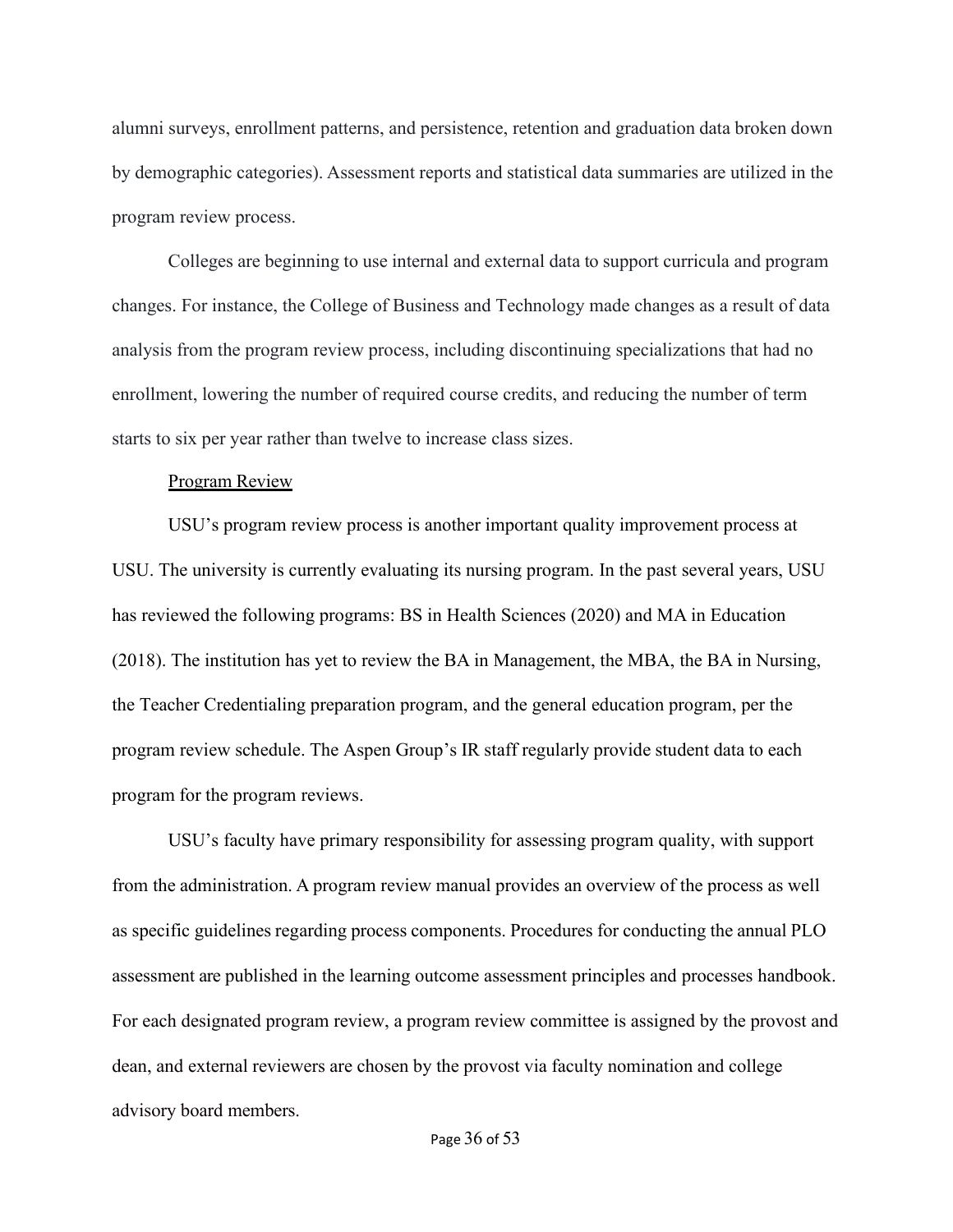alumni surveys, enrollment patterns, and persistence, retention and graduation data broken down by demographic categories). Assessment reports and statistical data summaries are utilized in the program review process.

Colleges are beginning to use internal and external data to support curricula and program changes. For instance, the College of Business and Technology made changes as a result of data analysis from the program review process, including discontinuing specializations that had no enrollment, lowering the number of required course credits, and reducing the number of term starts to six per year rather than twelve to increase class sizes.

<u>Program Review</u>

USU's program review process is another important quality improvement process at USU. The university is currently evaluating its nursing program. In the past several years, USU has reviewed the following programs: BS in Health Sciences (2020) and MA in Education (2018). The institution has yet to review the BA in Management, the MBA, the BA in Nursing, the Teacher Credentialing preparation program, and the general education program, per the program review schedule. The Aspen Group's IR staff regularly provide student data to each program for the program reviews.

USU's faculty have primary responsibility for assessing program quality, with support from the administration. A program review manual provides an overview of the process as well as specific guidelines regarding process components. Procedures for conducting the annual PLO assessment are published in the learning outcome assessment principles and processes handbook. For each designated program review, a program review committee is assigned by the provost and dean, and external reviewers are chosen by the provost via faculty nomination and college advisory board members.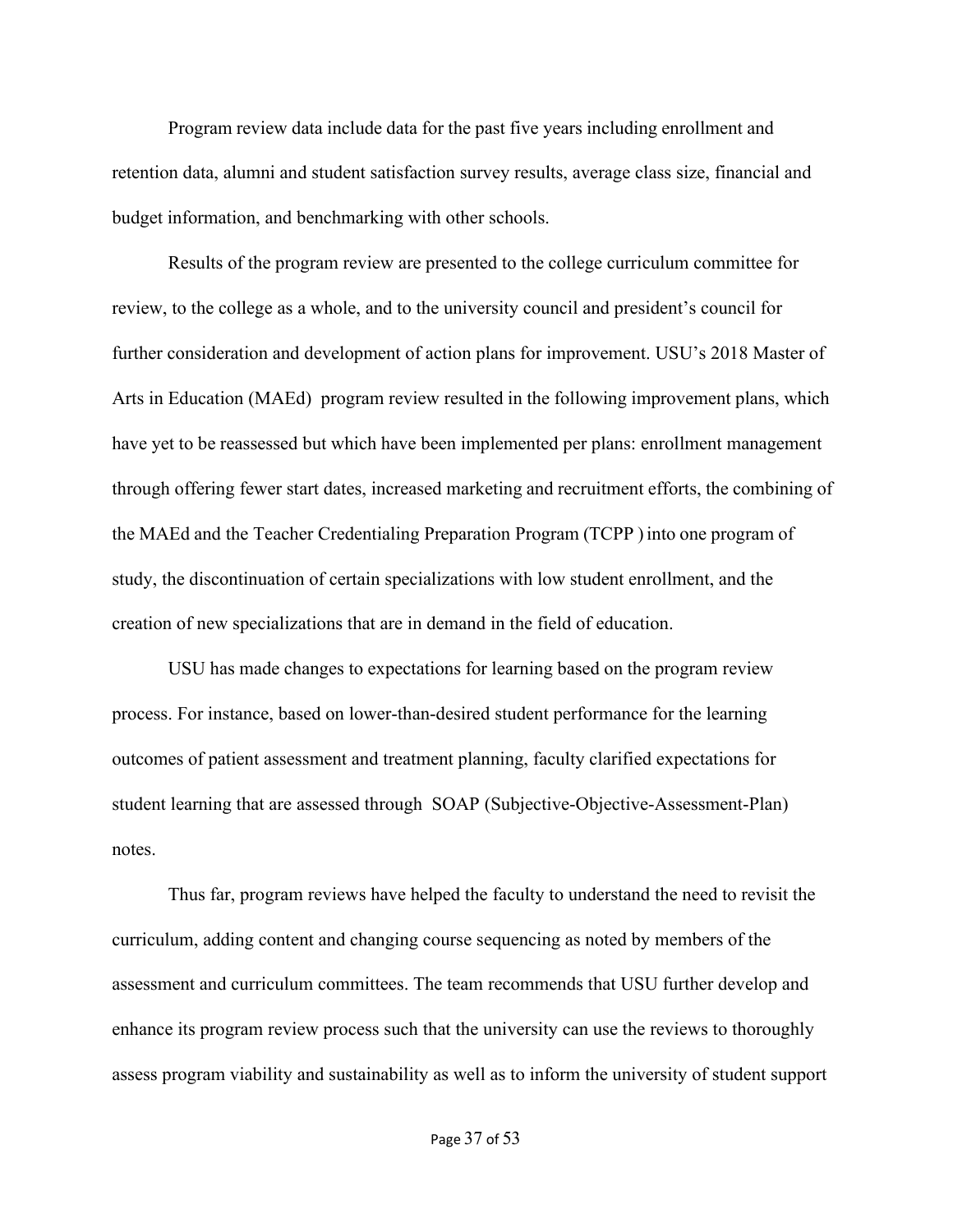Program review data include data for the past five years including enrollment and retention data, alumni and student satisfaction survey results, average class size, financial and budget information, and benchmarking with other schools.

Results of the program review are presented to the college curriculum committee for review, to the college as a whole, and to the university council and president's council for further consideration and development of action plans for improvement. USU's 2018 Master of Arts in Education (MAEd) program review resulted in the following improvement plans, which have yet to be reassessed but which have been implemented per plans: enrollment management through offering fewer start dates, increased marketing and recruitment efforts, the combining of the MAEd and the Teacher Credentialing Preparation Program (TCPP ) into one program of study, the discontinuation of certain specializations with low student enrollment, and the creation of new specializations that are in demand in the field of education.

USU has made changes to expectations for learning based on the program review process. For instance, based on lower-than-desired student performance for the learning outcomes of patient assessment and treatment planning, faculty clarified expectations for student learning that are assessed through SOAP (Subjective-Objective-Assessment-Plan) notes.

Thus far, program reviews have helped the faculty to understand the need to revisit the curriculum, adding content and changing course sequencing as noted by members of the assessment and curriculum committees. The team recommends that USU further develop and enhance its program review process such that the university can use the reviews to thoroughly assess program viability and sustainability as well as to inform the university of student support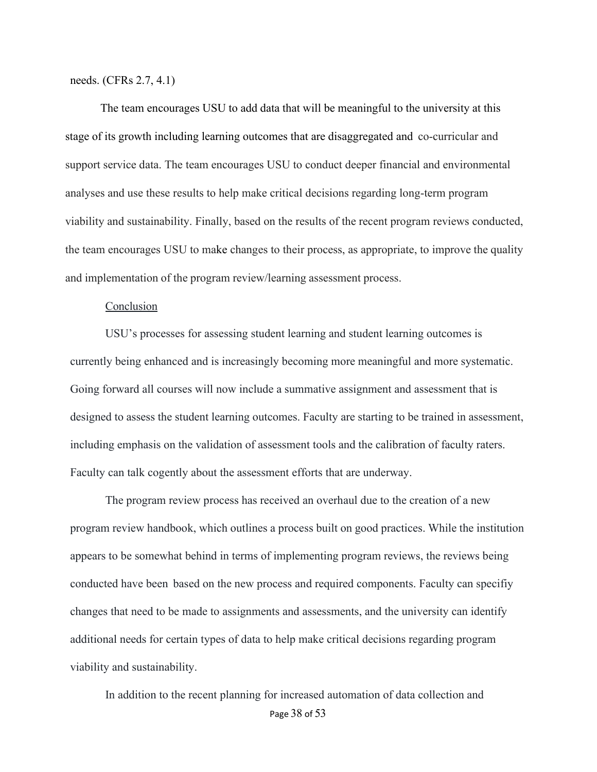needs. (CFRs 2.7, 4.1)

The team encourages USU to add data that will be meaningful to the university at this stage of its growth including learning outcomes that are disaggregated and co-curricular and support service data. The team encourages USU to conduct deeper financial and environmental analyses and use these results to help make critical decisions regarding long-term program viability and sustainability. Finally, based on the results of the recent program reviews conducted, the team encourages USU to make changes to their process, as appropriate, to improve the quality and implementation of the program review/learning assessment process.

Conclusion

USU's processes for assessing student learning and student learning outcomes is currently being enhanced and is increasingly becoming more meaningful and more systematic. Going forward all courses will now include a summative assignment and assessment that is designed to assess the student learning outcomes. Faculty are starting to be trained in assessment, including emphasis on the validation of assessment tools and the calibration of faculty raters. Faculty can talk cogently about the assessment efforts that are underway.

The program review process has received an overhaul due to the creation of a new program review handbook, which outlines a process built on good practices. While the institution appears to be somewhat behind in terms of implementing program reviews, the reviews being conducted have been based on the new process and required components. Faculty can specifiy changes that need to be made to assignments and assessments, and the university can identify additional needs for certain types of data to help make critical decisions regarding program viability and sustainability.

In addition to the recent planning for increased automation of data collection and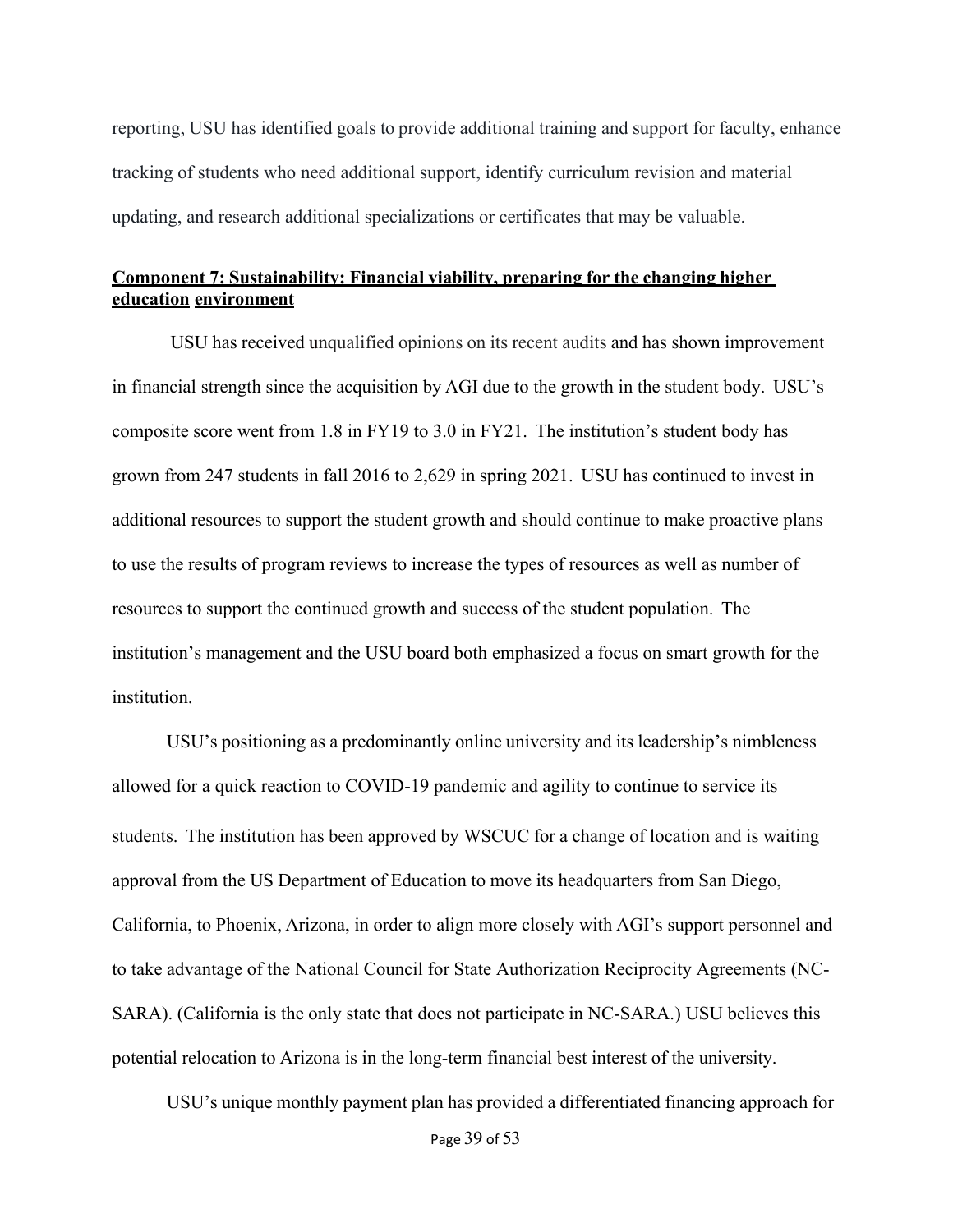reporting, USU has identified goals to provide additional training and support for faculty, enhance tracking of students who need additional support, identify curriculum revision and material updating, and research additional specializations or certificates that may be valuable.

**Component 7: Sustainability: Financial viability, preparing for the changing higher education environment**

USU has received unqualified opinions on its recent audits and has shown improvement in financial strength since the acquisition by AGI due to the growth in the student body. USU's composite score went from 1.8 in FY19 to 3.0 in FY21. The institution's student body has grown from 247 students in fall 2016 to 2,629 in spring 2021. USU has continued to invest in additional resources to support the student growth and should continue to make proactive plans to use the results of program reviews to increase the types of resources as well as number of resources to support the continued growth and success of the student population. The institution's management and the USU board both emphasized a focus on smart growth for the institution.

USU's positioning as a predominantly online university and its leadership's nimbleness allowed for a quick reaction to COVID-19 pandemic and agility to continue to service its students. The institution has been approved by WSCUC for a change of location and is waiting approval from the US Department of Education to move its headquarters from San Diego, California, to Phoenix, Arizona, in order to align more closely with AGI's support personnel and to take advantage of the National Council for State Authorization Reciprocity Agreements (NC-SARA). (California is the only state that does not participate in NC-SARA.) USU believes this potential relocation to Arizona is in the long-term financial best interest of the university.

USU's unique monthly payment plan has provided a differentiated financing approach for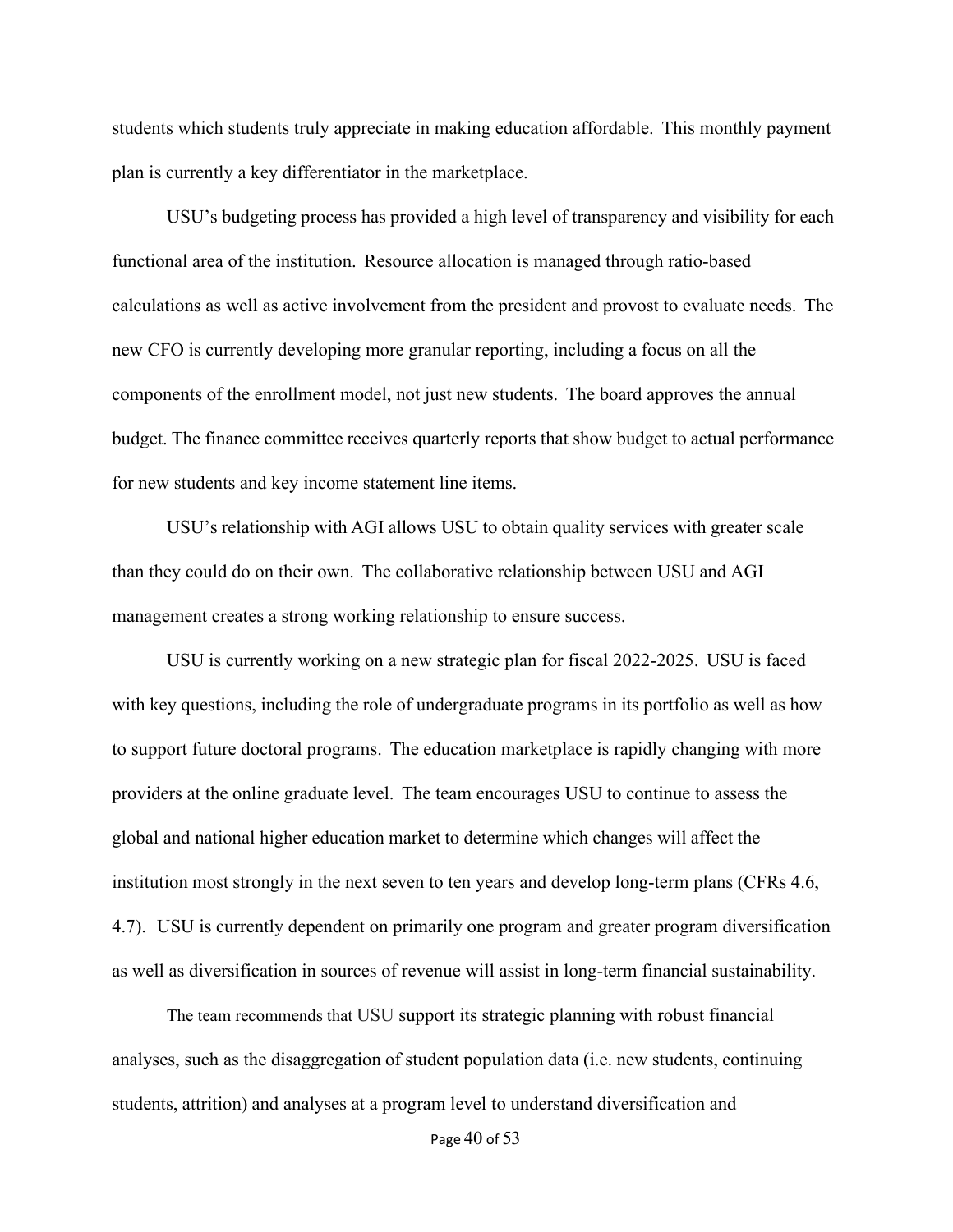students which students truly appreciate in making education affordable. This monthly payment plan is currently a key differentiator in the marketplace.

USU's budgeting process has provided a high level of transparency and visibility for each functional area of the institution. Resource allocation is managed through ratio-based calculations as well as active involvement from the president and provost to evaluate needs. The new CFO is currently developing more granular reporting, including a focus on all the components of the enrollment model, not just new students. The board approves the annual budget. The finance committee receives quarterly reports that show budget to actual performance for new students and key income statement line items.

USU's relationship with AGI allows USU to obtain quality services with greater scale than they could do on their own. The collaborative relationship between USU and AGI management creates a strong working relationship to ensure success.

USU is currently working on a new strategic plan for fiscal 2022-2025. USU is faced with key questions, including the role of undergraduate programs in its portfolio as well as how to support future doctoral programs. The education marketplace is rapidly changing with more providers at the online graduate level. The team encourages USU to continue to assess the global and national higher education market to determine which changes will affect the institution most strongly in the next seven to ten years and develop long-term plans (CFRs 4.6, 4.7). USU is currently dependent on primarily one program and greater program diversification as well as diversification in sources of revenue will assist in long-term financial sustainability.

The team recommends that USU support its strategic planning with robust financial analyses, such as the disaggregation of student population data (i.e. new students, continuing students, attrition) and analyses at a program level to understand diversification and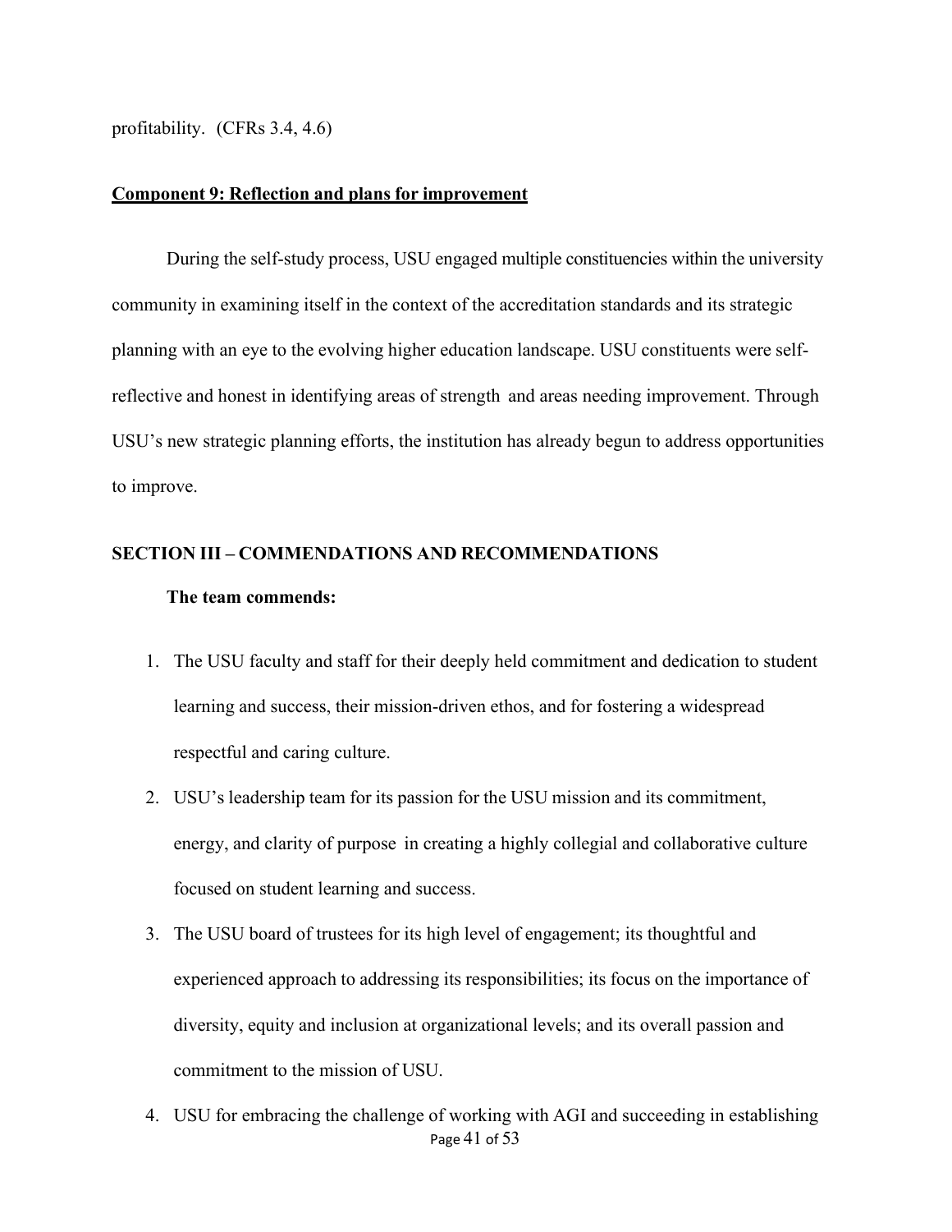profitability. (CFRs 3.4, 4.6)

**Component 9: Reflection and plans for improvement**

During the self-study process, USU engaged multiple constituencies within the university community in examining itself in the context of the accreditation standards and its strategic planning with an eye to the evolving higher education landscape. USU constituents were self-reflective and honest in identifying areas of strength and areas needing improvement. Through USU's new strategic planning efforts, the institution has already begun to address opportunities to improve.

## SECTION III – COMMENDATIONS AND RECOMMENDATIONS

**The team commends:**

1. The USU faculty and staff for their deeply held commitment and dedication to student learning and success, their mission-driven ethos, and for fostering a widespread respectful and caring culture.
2. USU's leadership team for its passion for the USU mission and its commitment, energy, and clarity of purpose in creating a highly collegial and collaborative culture focused on student learning and success.
3. The USU board of trustees for its high level of engagement; its thoughtful and experienced approach to addressing its responsibilities; its focus on the importance of diversity, equity and inclusion at organizational levels; and its overall passion and commitment to the mission of USU.
4. USU for embracing the challenge of working with AGI and succeeding in establishing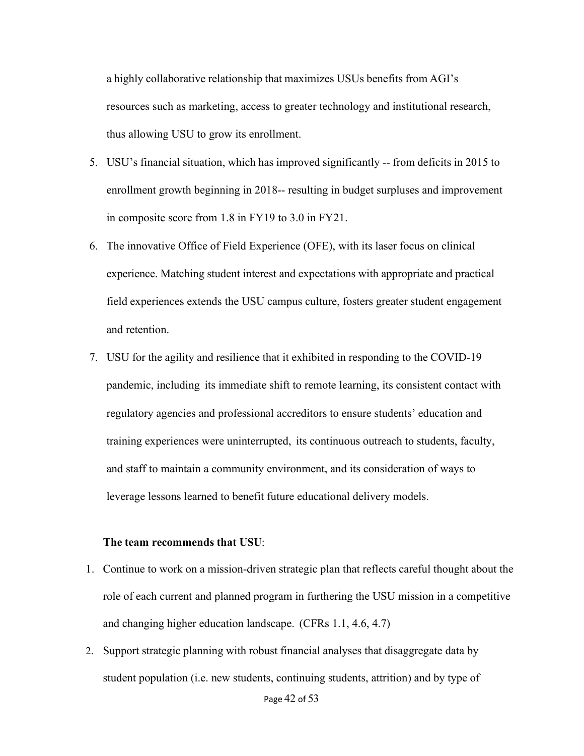a highly collaborative relationship that maximizes USUs benefits from AGI's resources such as marketing, access to greater technology and institutional research, thus allowing USU to grow its enrollment.

5. USU's financial situation, which has improved significantly -- from deficits in 2015 to enrollment growth beginning in 2018-- resulting in budget surpluses and improvement in composite score from 1.8 in FY19 to 3.0 in FY21.
6. The innovative Office of Field Experience (OFE), with its laser focus on clinical experience. Matching student interest and expectations with appropriate and practical field experiences extends the USU campus culture, fosters greater student engagement and retention.
7. USU for the agility and resilience that it exhibited in responding to the COVID-19 pandemic, including its immediate shift to remote learning, its consistent contact with regulatory agencies and professional accreditors to ensure students' education and training experiences were uninterrupted, its continuous outreach to students, faculty, and staff to maintain a community environment, and its consideration of ways to leverage lessons learned to benefit future educational delivery models.

**The team recommends that USU**:

1. Continue to work on a mission-driven strategic plan that reflects careful thought about the role of each current and planned program in furthering the USU mission in a competitive and changing higher education landscape. (CFRs 1.1, 4.6, 4.7)
2. Support strategic planning with robust financial analyses that disaggregate data by student population (i.e. new students, continuing students, attrition) and by type of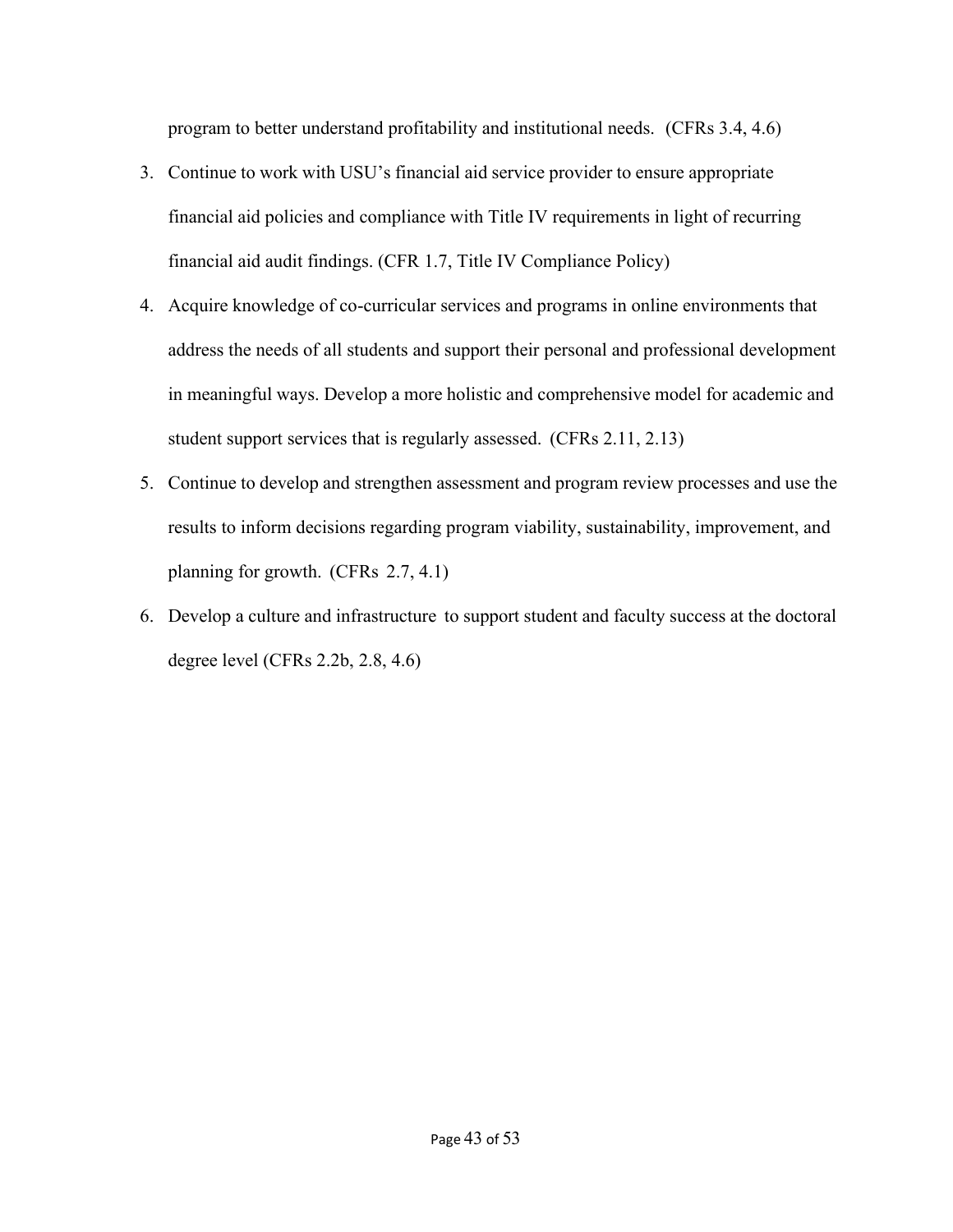program to better understand profitability and institutional needs. (CFRs 3.4, 4.6)

3. Continue to work with USU's financial aid service provider to ensure appropriate financial aid policies and compliance with Title IV requirements in light of recurring financial aid audit findings. (CFR 1.7, Title IV Compliance Policy)
4. Acquire knowledge of co-curricular services and programs in online environments that address the needs of all students and support their personal and professional development in meaningful ways. Develop a more holistic and comprehensive model for academic and student support services that is regularly assessed. (CFRs 2.11, 2.13)
5. Continue to develop and strengthen assessment and program review processes and use the results to inform decisions regarding program viability, sustainability, improvement, and planning for growth. (CFRs 2.7, 4.1)
6. Develop a culture and infrastructure to support student and faculty success at the doctoral degree level (CFRs 2.2b, 2.8, 4.6)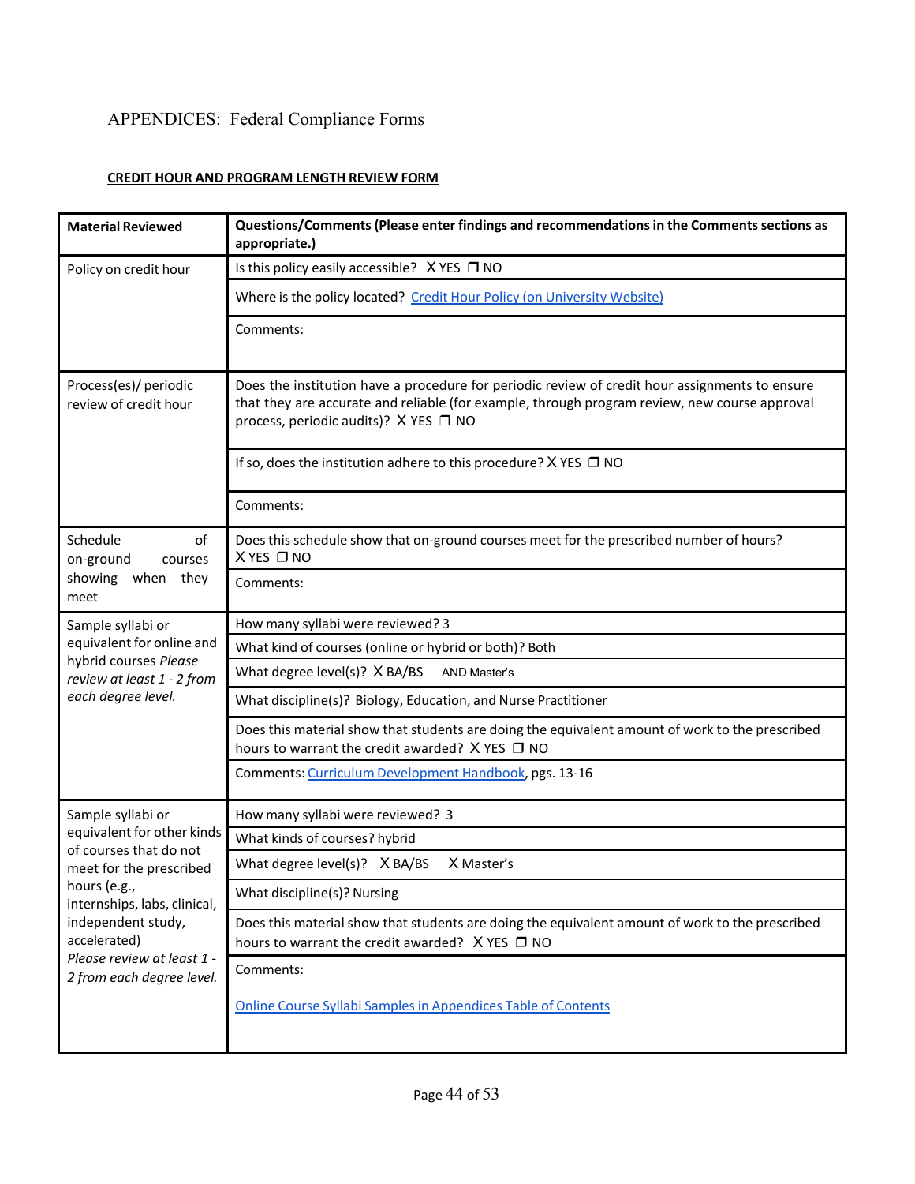APPENDICES: Federal Compliance Forms

**CREDIT HOUR AND PROGRAM LENGTH REVIEW FORM**

| **Material Reviewed** | **Questions/Comments (Please enter findings and recommendations in the Comments sections as appropriate.)** |
|---|---|
| Policy on credit hour | Is this policy easily accessible? X YES ❒ NO |
| | Where is the policy located? Credit Hour Policy (on University Website) |
| | Comments: |
| Process(es)/ periodic review of credit hour | Does the institution have a procedure for periodic review of credit hour assignments to ensure that they are accurate and reliable (for example, through program review, new course approval process, periodic audits)? X YES ❒ NO |
| | If so, does the institution adhere to this procedure? X YES ❒ NO |
| | Comments: |
| Schedule of on-ground courses showing when they meet | Does this schedule show that on-ground courses meet for the prescribed number of hours? X YES ❒ NO |
| | Comments: |
| Sample syllabi or equivalent for online and hybrid courses *Please review at least 1 - 2 from each degree level.* | How many syllabi were reviewed? 3 |
| | What kind of courses (online or hybrid or both)? Both |
| | What degree level(s)? X BA/BS AND Master's |
| | What discipline(s)? Biology, Education, and Nurse Practitioner |
| | Does this material show that students are doing the equivalent amount of work to the prescribed hours to warrant the credit awarded? X YES ❒ NO |
| | Comments: Curriculum Development Handbook, pgs. 13-16 |
| Sample syllabi or equivalent for other kinds of courses that do not meet for the prescribed hours (e.g., internships, labs, clinical, independent study, accelerated) *Please review at least 1 - 2 from each degree level.* | How many syllabi were reviewed? 3 |
| | What kinds of courses? hybrid |
| | What degree level(s)? X BA/BS X Master's |
| | What discipline(s)? Nursing |
| | Does this material show that students are doing the equivalent amount of work to the prescribed hours to warrant the credit awarded? X YES ❒ NO |
| | Comments: Online Course Syllabi Samples in Appendices Table of Contents |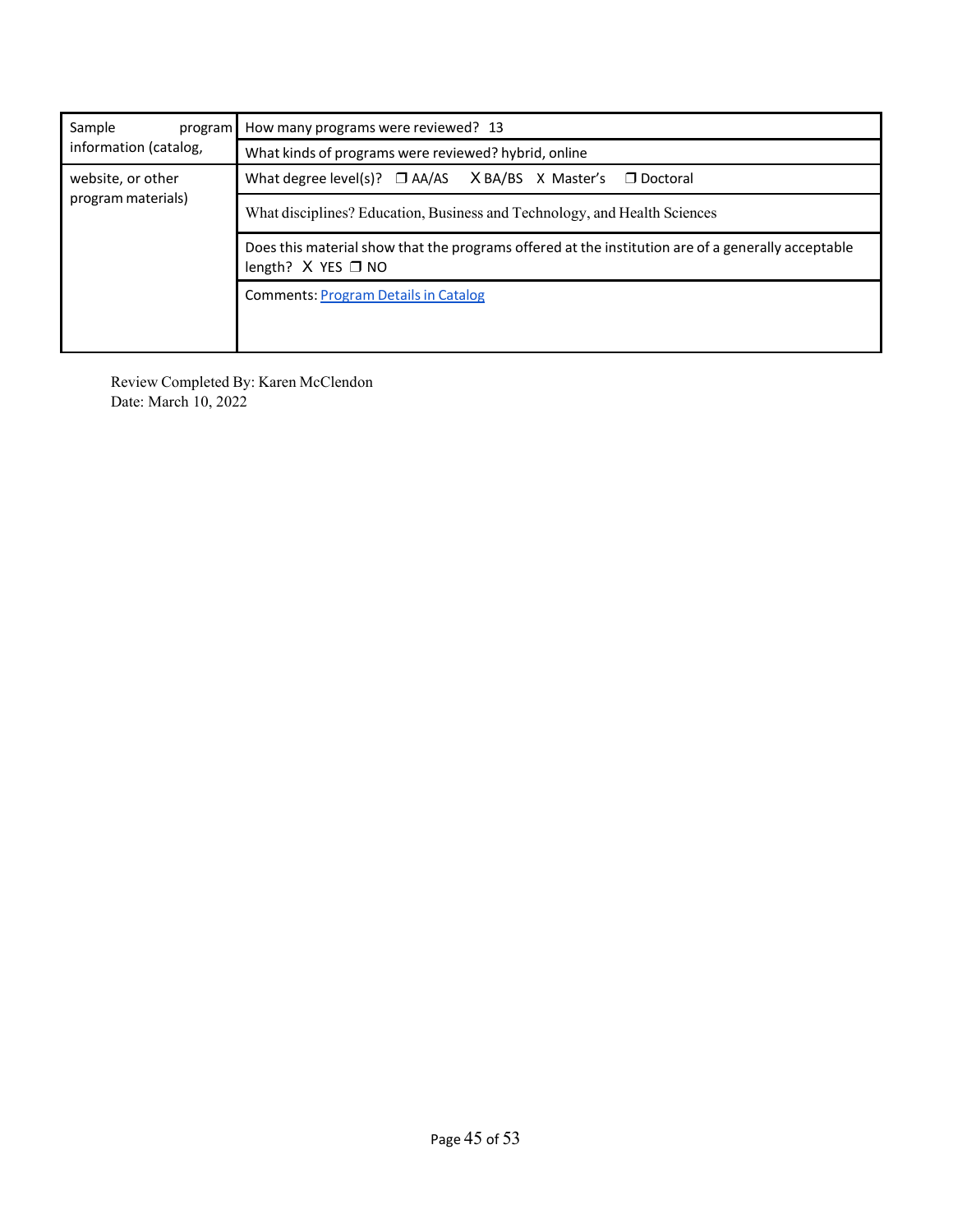| Sample program information (catalog, website, or other program materials) | How many programs were reviewed? 13 |
|---|---|
| | What kinds of programs were reviewed? hybrid, online |
| | What degree level(s)? ❒ AA/AS X BA/BS X Master's ❒ Doctoral |
| | What disciplines? Education, Business and Technology, and Health Sciences |
| | Does this material show that the programs offered at the institution are of a generally acceptable length? X YES ❒ NO |
| | Comments: Program Details in Catalog |

Review Completed By: Karen McClendon
Date: March 10, 2022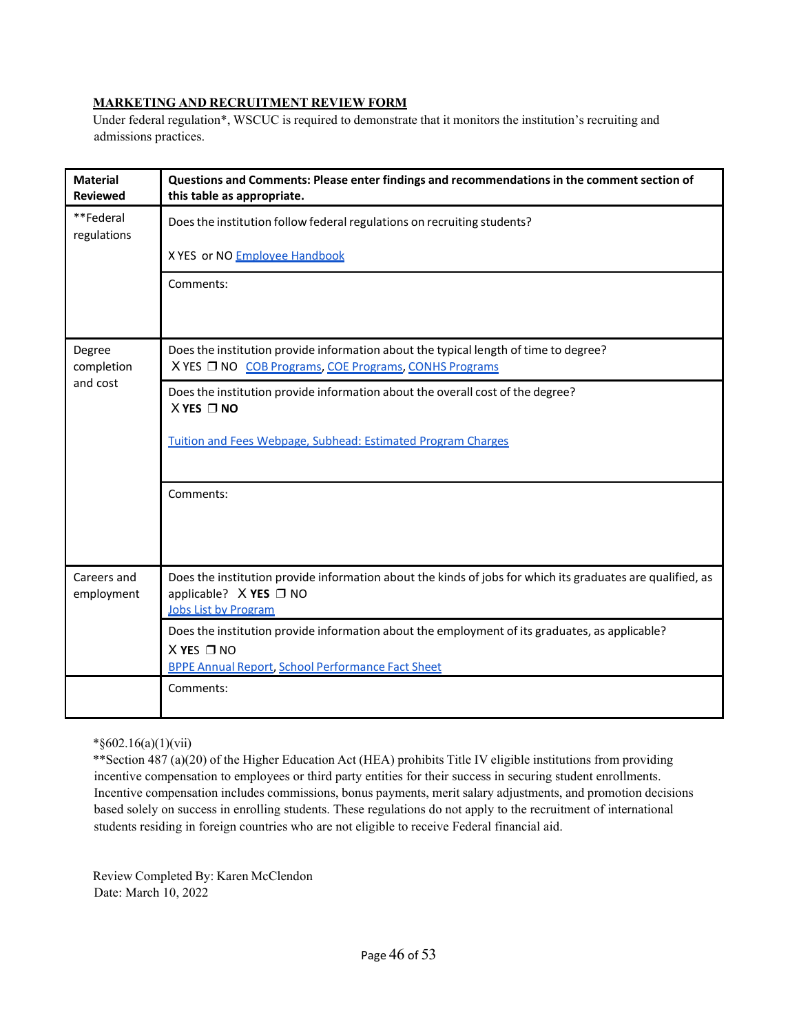## MARKETING AND RECRUITMENT REVIEW FORM

Under federal regulation*, WSCUC is required to demonstrate that it monitors the institution's recruiting and admissions practices.

| Material Reviewed | Questions and Comments: Please enter findings and recommendations in the comment section of this table as appropriate. |
|---|---|
| **Federal regulations | Does the institution follow federal regulations on recruiting students?<br><br>X YES or NO Employee Handbook |
| | Comments: |
| Degree completion and cost | Does the institution provide information about the typical length of time to degree?<br>X YES ❒ NO COB Programs, COE Programs, CONHS Programs |
| | Does the institution provide information about the overall cost of the degree?<br>X **YES** ❒ **NO**<br><br>Tuition and Fees Webpage, Subhead: Estimated Program Charges |
| | Comments: |
| Careers and employment | Does the institution provide information about the kinds of jobs for which its graduates are qualified, as applicable? X **YES** ❒ NO<br>Jobs List by Program |
| | Does the institution provide information about the employment of its graduates, as applicable?<br>X **YES** ❒ NO<br>BPPE Annual Report, School Performance Fact Sheet |
| | Comments: |

*§602.16(a)(1)(vii)

**Section 487 (a)(20) of the Higher Education Act (HEA) prohibits Title IV eligible institutions from providing incentive compensation to employees or third party entities for their success in securing student enrollments. Incentive compensation includes commissions, bonus payments, merit salary adjustments, and promotion decisions based solely on success in enrolling students. These regulations do not apply to the recruitment of international students residing in foreign countries who are not eligible to receive Federal financial aid.

Review Completed By: Karen McClendon
Date: March 10, 2022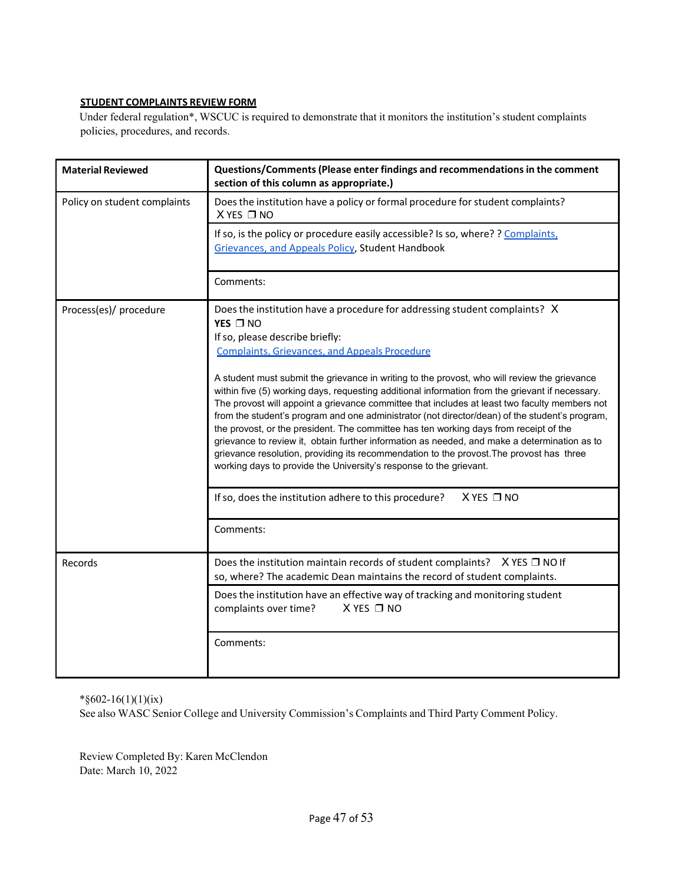**STUDENT COMPLAINTS REVIEW FORM**

Under federal regulation*, WSCUC is required to demonstrate that it monitors the institution's student complaints policies, procedures, and records.

| Material Reviewed | Questions/Comments (Please enter findings and recommendations in the comment section of this column as appropriate.) |
|---|---|
| Policy on student complaints | Does the institution have a policy or formal procedure for student complaints? X YES ❒ NO |
| | If so, is the policy or procedure easily accessible? Is so, where? ? Complaints, Grievances, and Appeals Policy, Student Handbook |
| | Comments: |
| Process(es)/ procedure | Does the institution have a procedure for addressing student complaints? X **YES** ❒ NO<br>If so, please describe briefly:<br>Complaints, Grievances, and Appeals Procedure<br><br>A student must submit the grievance in writing to the provost, who will review the grievance within five (5) working days, requesting additional information from the grievant if necessary. The provost will appoint a grievance committee that includes at least two faculty members not from the student's program and one administrator (not director/dean) of the student's program, the provost, or the president. The committee has ten working days from receipt of the grievance to review it, obtain further information as needed, and make a determination as to grievance resolution, providing its recommendation to the provost.The provost has three working days to provide the University's response to the grievant. |
| | If so, does the institution adhere to this procedure? X YES ❒ NO |
| | Comments: |
| Records | Does the institution maintain records of student complaints? X YES ❒ NO If so, where? The academic Dean maintains the record of student complaints. |
| | Does the institution have an effective way of tracking and monitoring student complaints over time? X YES ❒ NO |
| | Comments: |

*§602-16(1)(1)(ix)

See also WASC Senior College and University Commission's Complaints and Third Party Comment Policy.

Review Completed By: Karen McClendon
Date: March 10, 2022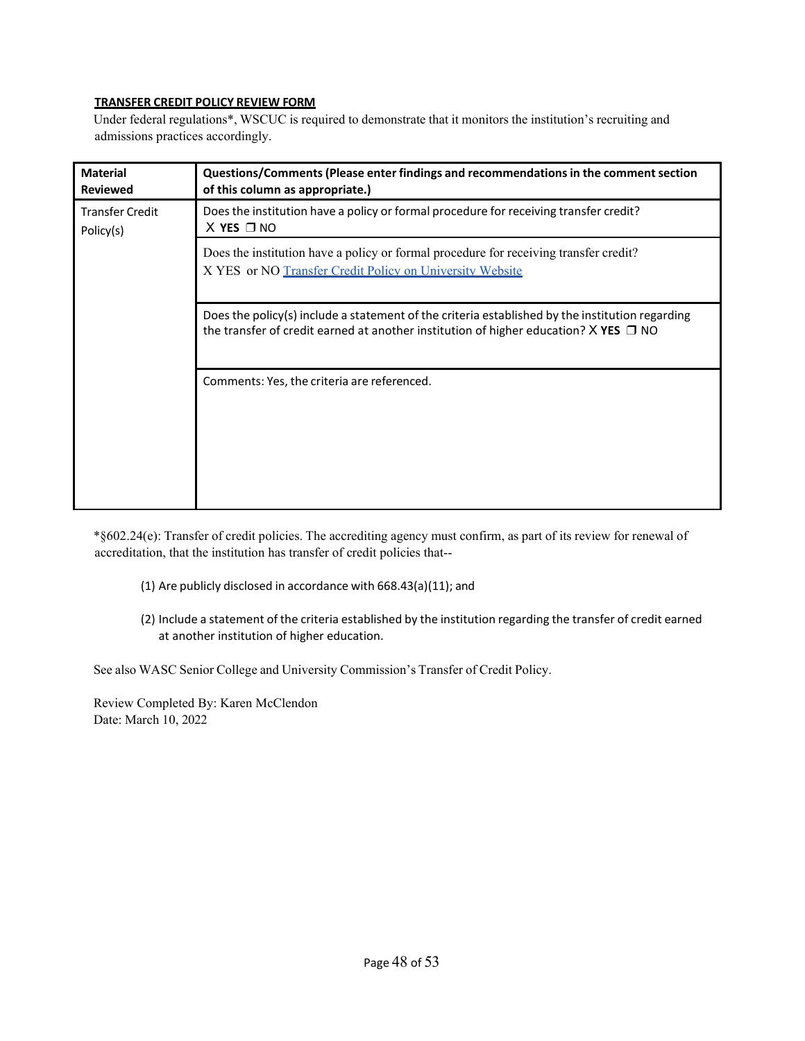**TRANSFER CREDIT POLICY REVIEW FORM**

Under federal regulations*, WSCUC is required to demonstrate that it monitors the institution's recruiting and admissions practices accordingly.

| Material Reviewed | Questions/Comments (Please enter findings and recommendations in the comment section of this column as appropriate.) |
|---|---|
| Transfer Credit Policy(s) | Does the institution have a policy or formal procedure for receiving transfer credit? X **YES** ❒ NO |
| | Does the institution have a policy or formal procedure for receiving transfer credit? X YES or NO [Transfer Credit Policy on University Website] |
| | Does the policy(s) include a statement of the criteria established by the institution regarding the transfer of credit earned at another institution of higher education? X **YES** ❒ NO |
| | Comments: Yes, the criteria are referenced. |

*§602.24(e): Transfer of credit policies. The accrediting agency must confirm, as part of its review for renewal of accreditation, that the institution has transfer of credit policies that--

(1) Are publicly disclosed in accordance with 668.43(a)(11); and

(2) Include a statement of the criteria established by the institution regarding the transfer of credit earned at another institution of higher education.

See also WASC Senior College and University Commission's Transfer of Credit Policy.

Review Completed By: Karen McClendon  
Date: March 10, 2022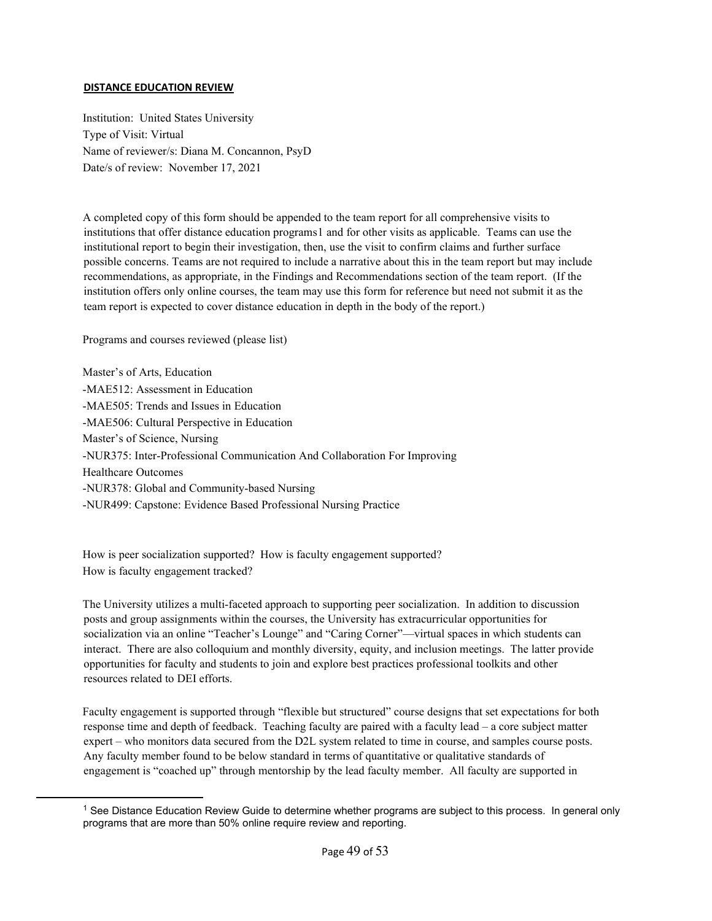**DISTANCE EDUCATION REVIEW**

Institution: United States University
Type of Visit: Virtual
Name of reviewer/s: Diana M. Concannon, PsyD
Date/s of review: November 17, 2021

A completed copy of this form should be appended to the team report for all comprehensive visits to institutions that offer distance education programs[1] and for other visits as applicable. Teams can use the institutional report to begin their investigation, then, use the visit to confirm claims and further surface possible concerns. Teams are not required to include a narrative about this in the team report but may include recommendations, as appropriate, in the Findings and Recommendations section of the team report. (If the institution offers only online courses, the team may use this form for reference but need not submit it as the team report is expected to cover distance education in depth in the body of the report.)

Programs and courses reviewed (please list)

Master's of Arts, Education
-MAE512: Assessment in Education
-MAE505: Trends and Issues in Education
-MAE506: Cultural Perspective in Education
Master's of Science, Nursing
-NUR375: Inter-Professional Communication And Collaboration For Improving Healthcare Outcomes
-NUR378: Global and Community-based Nursing
-NUR499: Capstone: Evidence Based Professional Nursing Practice

How is peer socialization supported? How is faculty engagement supported? How is faculty engagement tracked?

The University utilizes a multi-faceted approach to supporting peer socialization. In addition to discussion posts and group assignments within the courses, the University has extracurricular opportunities for socialization via an online "Teacher's Lounge" and "Caring Corner"—virtual spaces in which students can interact. There are also colloquium and monthly diversity, equity, and inclusion meetings. The latter provide opportunities for faculty and students to join and explore best practices professional toolkits and other resources related to DEI efforts.

Faculty engagement is supported through "flexible but structured" course designs that set expectations for both response time and depth of feedback. Teaching faculty are paired with a faculty lead – a core subject matter expert – who monitors data secured from the D2L system related to time in course, and samples course posts. Any faculty member found to be below standard in terms of quantitative or qualitative standards of engagement is "coached up" through mentorship by the lead faculty member. All faculty are supported in

---

[1] See Distance Education Review Guide to determine whether programs are subject to this process. In general only programs that are more than 50% online require review and reporting.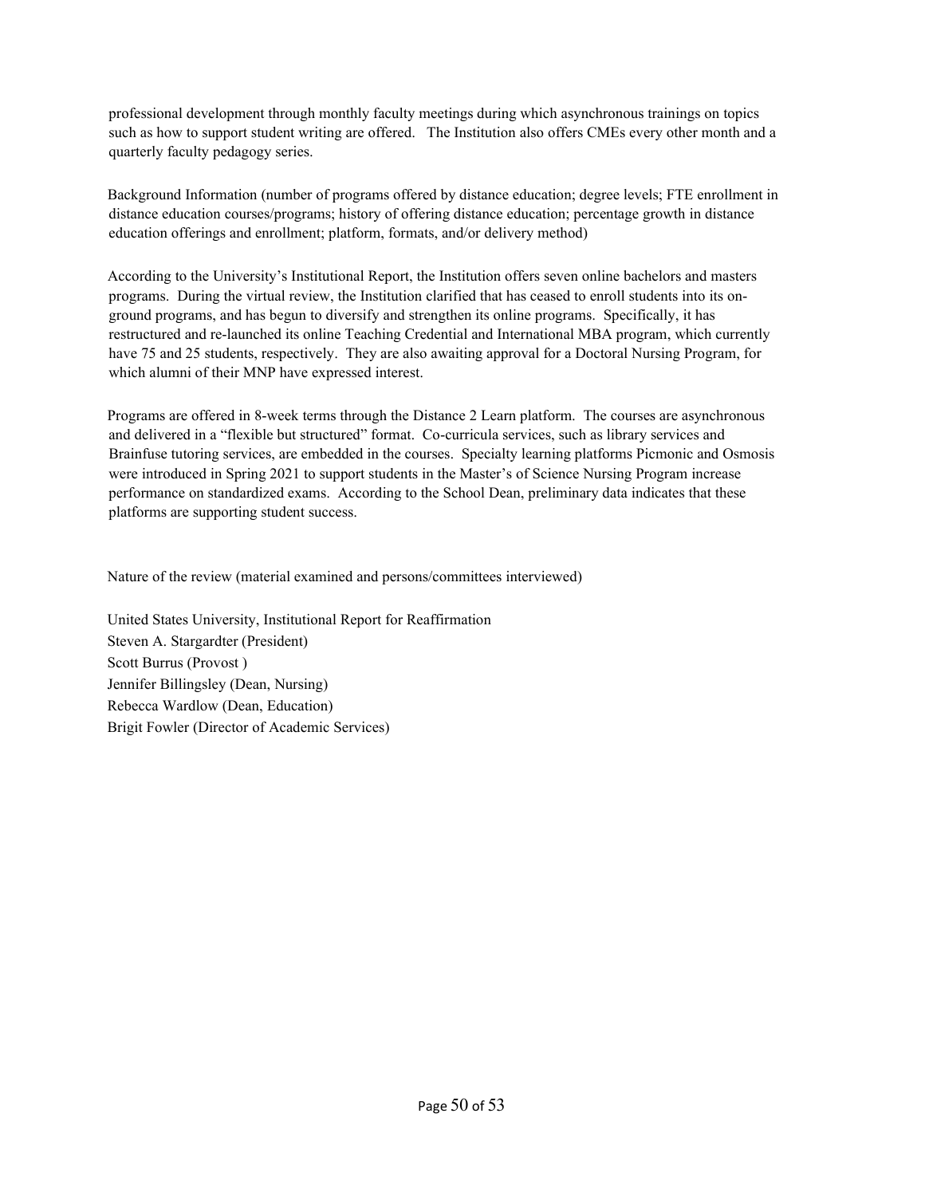professional development through monthly faculty meetings during which asynchronous trainings on topics such as how to support student writing are offered. The Institution also offers CMEs every other month and a quarterly faculty pedagogy series.

Background Information (number of programs offered by distance education; degree levels; FTE enrollment in distance education courses/programs; history of offering distance education; percentage growth in distance education offerings and enrollment; platform, formats, and/or delivery method)

According to the University's Institutional Report, the Institution offers seven online bachelors and masters programs. During the virtual review, the Institution clarified that has ceased to enroll students into its on-ground programs, and has begun to diversify and strengthen its online programs. Specifically, it has restructured and re-launched its online Teaching Credential and International MBA program, which currently have 75 and 25 students, respectively. They are also awaiting approval for a Doctoral Nursing Program, for which alumni of their MNP have expressed interest.

Programs are offered in 8-week terms through the Distance 2 Learn platform. The courses are asynchronous and delivered in a "flexible but structured" format. Co-curricula services, such as library services and Brainfuse tutoring services, are embedded in the courses. Specialty learning platforms Picmonic and Osmosis were introduced in Spring 2021 to support students in the Master's of Science Nursing Program increase performance on standardized exams. According to the School Dean, preliminary data indicates that these platforms are supporting student success.

Nature of the review (material examined and persons/committees interviewed)

United States University, Institutional Report for Reaffirmation
Steven A. Stargardter (President)
Scott Burrus (Provost )
Jennifer Billingsley (Dean, Nursing)
Rebecca Wardlow (Dean, Education)
Brigit Fowler (Director of Academic Services)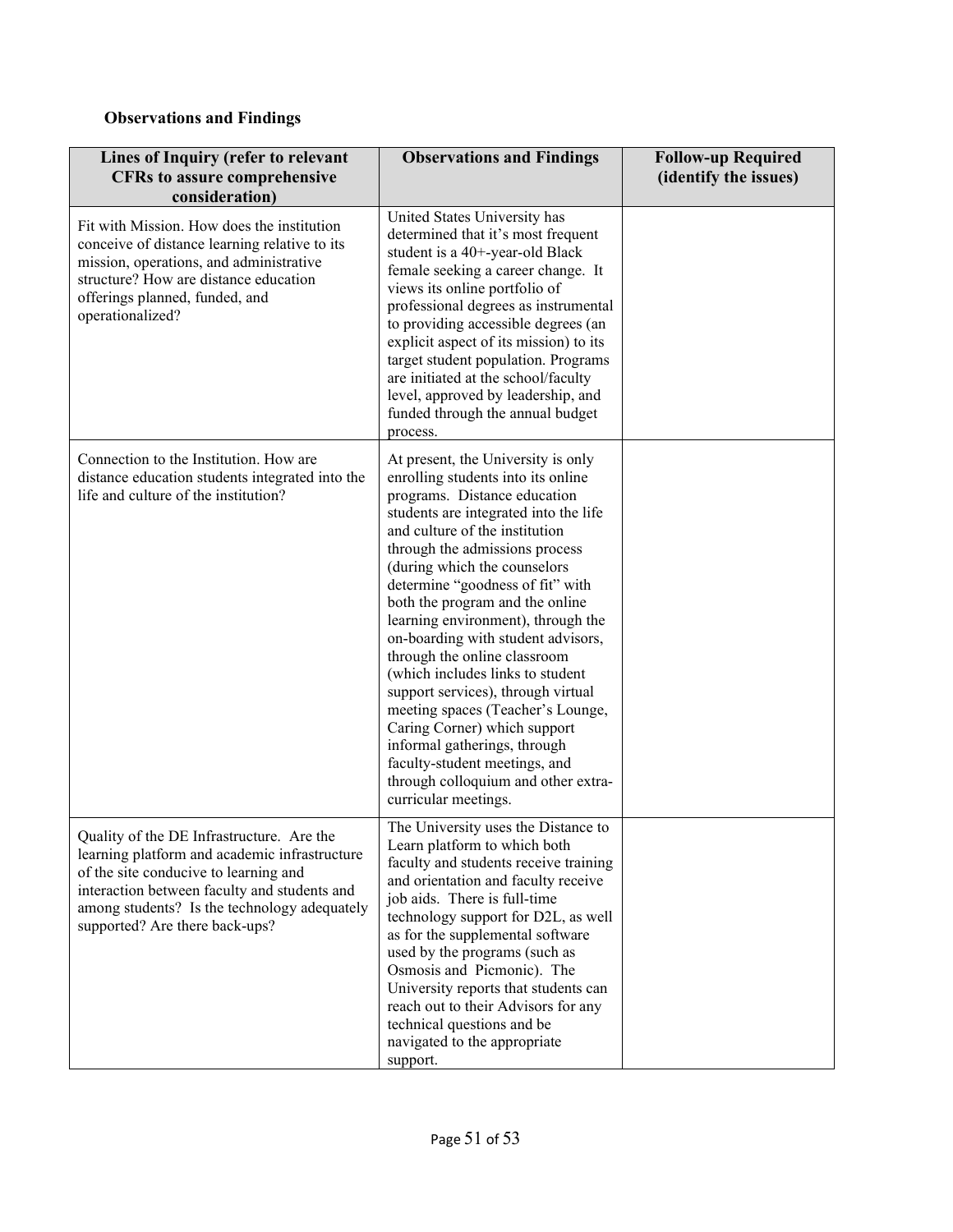**Observations and Findings**

| Lines of Inquiry (refer to relevant CFRs to assure comprehensive consideration) | Observations and Findings | Follow-up Required (identify the issues) |
|---|---|---|
| Fit with Mission. How does the institution conceive of distance learning relative to its mission, operations, and administrative structure? How are distance education offerings planned, funded, and operationalized? | United States University has determined that it's most frequent student is a 40+-year-old Black female seeking a career change. It views its online portfolio of professional degrees as instrumental to providing accessible degrees (an explicit aspect of its mission) to its target student population. Programs are initiated at the school/faculty level, approved by leadership, and funded through the annual budget process. | |
| Connection to the Institution. How are distance education students integrated into the life and culture of the institution? | At present, the University is only enrolling students into its online programs. Distance education students are integrated into the life and culture of the institution through the admissions process (during which the counselors determine "goodness of fit" with both the program and the online learning environment), through the on-boarding with student advisors, through the online classroom (which includes links to student support services), through virtual meeting spaces (Teacher's Lounge, Caring Corner) which support informal gatherings, through faculty-student meetings, and through colloquium and other extra-curricular meetings. | |
| Quality of the DE Infrastructure. Are the learning platform and academic infrastructure of the site conducive to learning and interaction between faculty and students and among students? Is the technology adequately supported? Are there back-ups? | The University uses the Distance to Learn platform to which both faculty and students receive training and orientation and faculty receive job aids. There is full-time technology support for D2L, as well as for the supplemental software used by the programs (such as Osmosis and Picmonic). The University reports that students can reach out to their Advisors for any technical questions and be navigated to the appropriate support. | |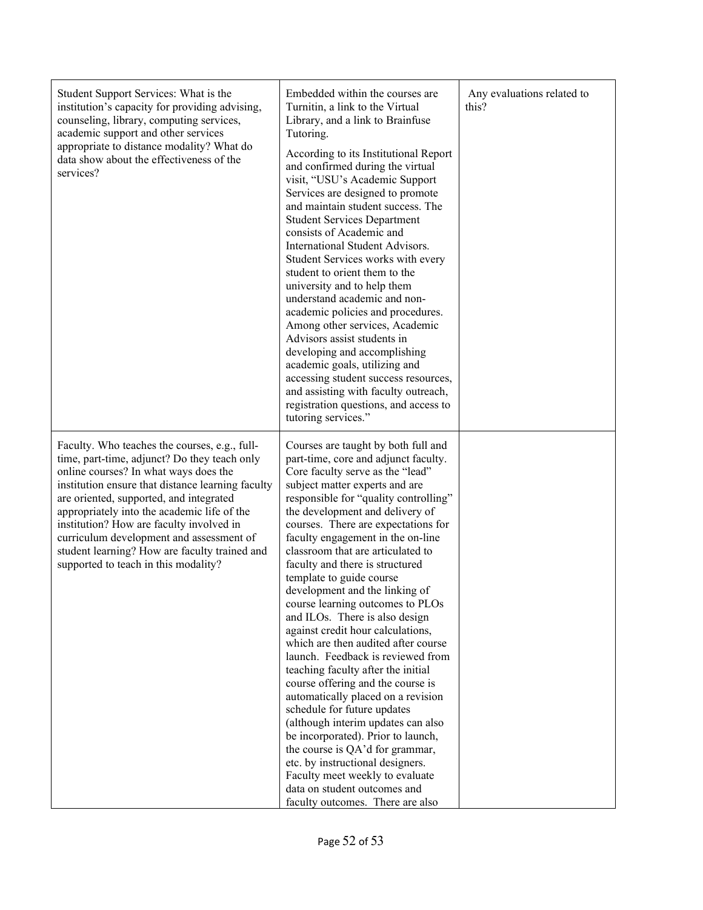| | | |
|---|---|---|
| Student Support Services: What is the institution's capacity for providing advising, counseling, library, computing services, academic support and other services appropriate to distance modality? What do data show about the effectiveness of the services? | Embedded within the courses are Turnitin, a link to the Virtual Library, and a link to Brainfuse Tutoring.<br><br>According to its Institutional Report and confirmed during the virtual visit, "USU's Academic Support Services are designed to promote and maintain student success. The Student Services Department consists of Academic and International Student Advisors. Student Services works with every student to orient them to the university and to help them understand academic and non-academic policies and procedures. Among other services, Academic Advisors assist students in developing and accomplishing academic goals, utilizing and accessing student success resources, and assisting with faculty outreach, registration questions, and access to tutoring services." | Any evaluations related to this? |
| Faculty. Who teaches the courses, e.g., full-time, part-time, adjunct? Do they teach only online courses? In what ways does the institution ensure that distance learning faculty are oriented, supported, and integrated appropriately into the academic life of the institution? How are faculty involved in curriculum development and assessment of student learning? How are faculty trained and supported to teach in this modality? | Courses are taught by both full and part-time, core and adjunct faculty. Core faculty serve as the "lead" subject matter experts and are responsible for "quality controlling" the development and delivery of courses. There are expectations for faculty engagement in the on-line classroom that are articulated to faculty and there is structured template to guide course development and the linking of course learning outcomes to PLOs and ILOs. There is also design against credit hour calculations, which are then audited after course launch. Feedback is reviewed from teaching faculty after the initial course offering and the course is automatically placed on a revision schedule for future updates (although interim updates can also be incorporated). Prior to launch, the course is QA'd for grammar, etc. by instructional designers. Faculty meet weekly to evaluate data on student outcomes and faculty outcomes. There are also | |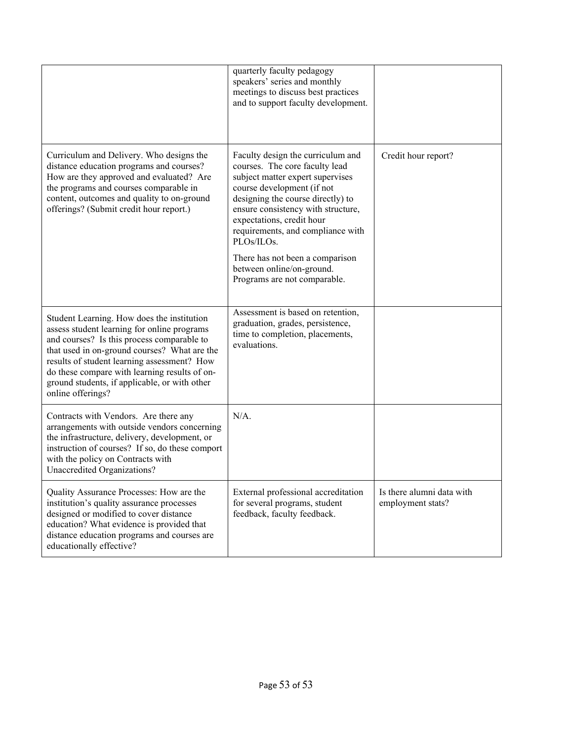| | | |
|---|---|---|
| | quarterly faculty pedagogy speakers' series and monthly meetings to discuss best practices and to support faculty development. | |
| Curriculum and Delivery. Who designs the distance education programs and courses? How are they approved and evaluated? Are the programs and courses comparable in content, outcomes and quality to on-ground offerings? (Submit credit hour report.) | Faculty design the curriculum and courses. The core faculty lead subject matter expert supervises course development (if not designing the course directly) to ensure consistency with structure, expectations, credit hour requirements, and compliance with PLOs/ILOs.<br><br>There has not been a comparison between online/on-ground. Programs are not comparable. | Credit hour report? |
| Student Learning. How does the institution assess student learning for online programs and courses? Is this process comparable to that used in on-ground courses? What are the results of student learning assessment? How do these compare with learning results of on-ground students, if applicable, or with other online offerings? | Assessment is based on retention, graduation, grades, persistence, time to completion, placements, evaluations. | |
| Contracts with Vendors. Are there any arrangements with outside vendors concerning the infrastructure, delivery, development, or instruction of courses? If so, do these comport with the policy on Contracts with Unaccredited Organizations? | N/A. | |
| Quality Assurance Processes: How are the institution's quality assurance processes designed or modified to cover distance education? What evidence is provided that distance education programs and courses are educationally effective? | External professional accreditation for several programs, student feedback, faculty feedback. | Is there alumni data with employment stats? |